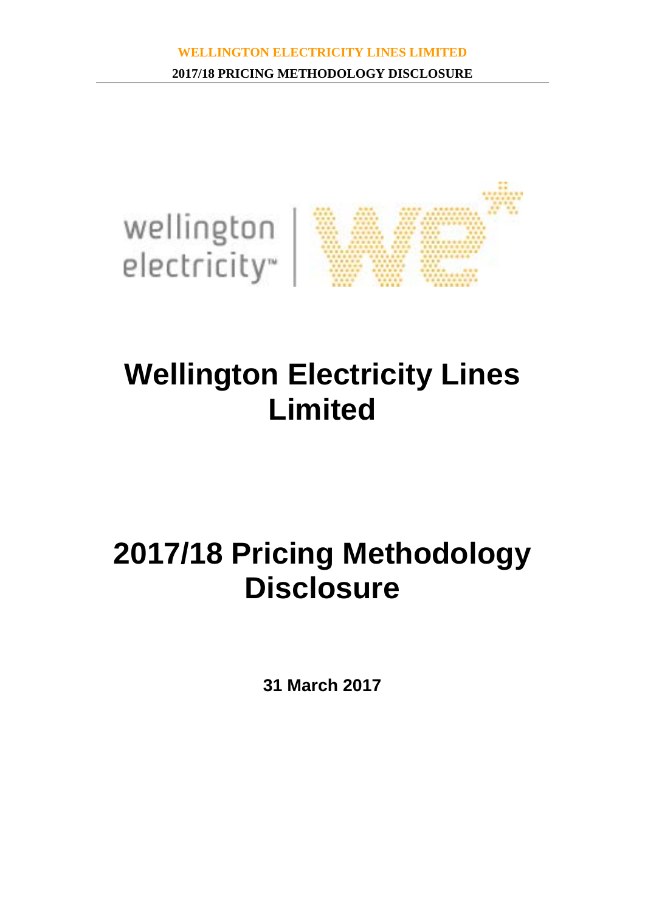# Wellington Electricity Lines Limited

# 2017/18 Pricing Methodology Disclosure

**31 March 2017**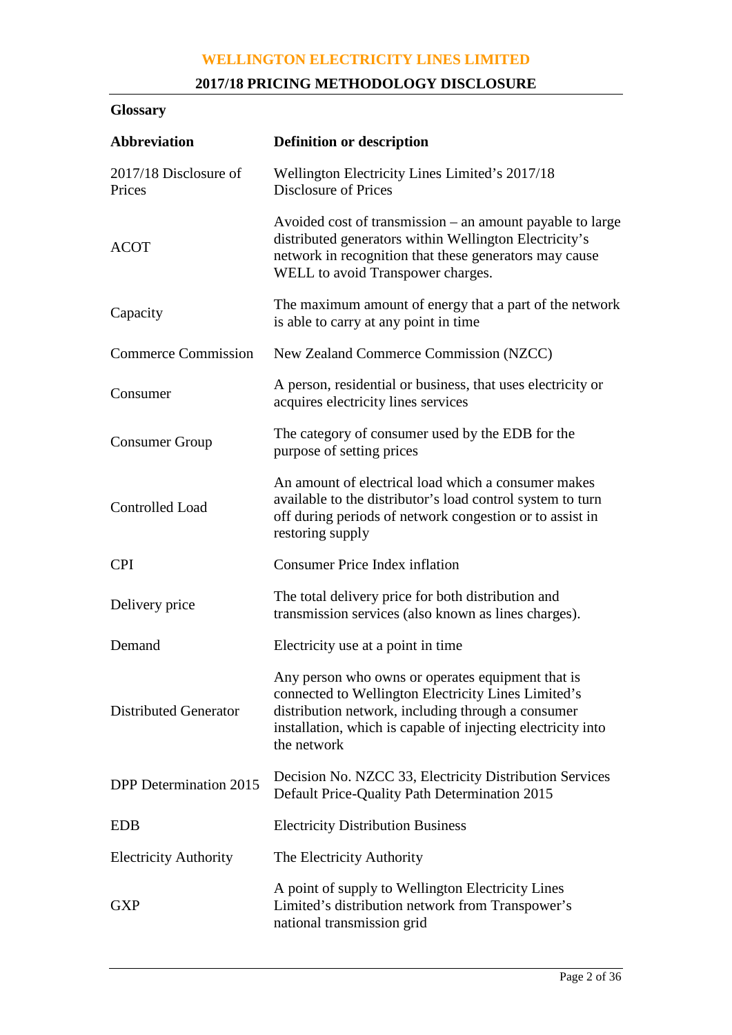## Glossary

| Abbreviation | Definition or description |
|---|---|
| 2017/18 Disclosure of Prices | Wellington Electricity Lines Limited's 2017/18 Disclosure of Prices |
| ACOT | Avoided cost of transmission – an amount payable to large distributed generators within Wellington Electricity's network in recognition that these generators may cause WELL to avoid Transpower charges. |
| Capacity | The maximum amount of energy that a part of the network is able to carry at any point in time |
| Commerce Commission | New Zealand Commerce Commission (NZCC) |
| Consumer | A person, residential or business, that uses electricity or acquires electricity lines services |
| Consumer Group | The category of consumer used by the EDB for the purpose of setting prices |
| Controlled Load | An amount of electrical load which a consumer makes available to the distributor's load control system to turn off during periods of network congestion or to assist in restoring supply |
| CPI | Consumer Price Index inflation |
| Delivery price | The total delivery price for both distribution and transmission services (also known as lines charges). |
| Demand | Electricity use at a point in time |
| Distributed Generator | Any person who owns or operates equipment that is connected to Wellington Electricity Lines Limited's distribution network, including through a consumer installation, which is capable of injecting electricity into the network |
| DPP Determination 2015 | Decision No. NZCC 33, Electricity Distribution Services Default Price-Quality Path Determination 2015 |
| EDB | Electricity Distribution Business |
| Electricity Authority | The Electricity Authority |
| GXP | A point of supply to Wellington Electricity Lines Limited's distribution network from Transpower's national transmission grid |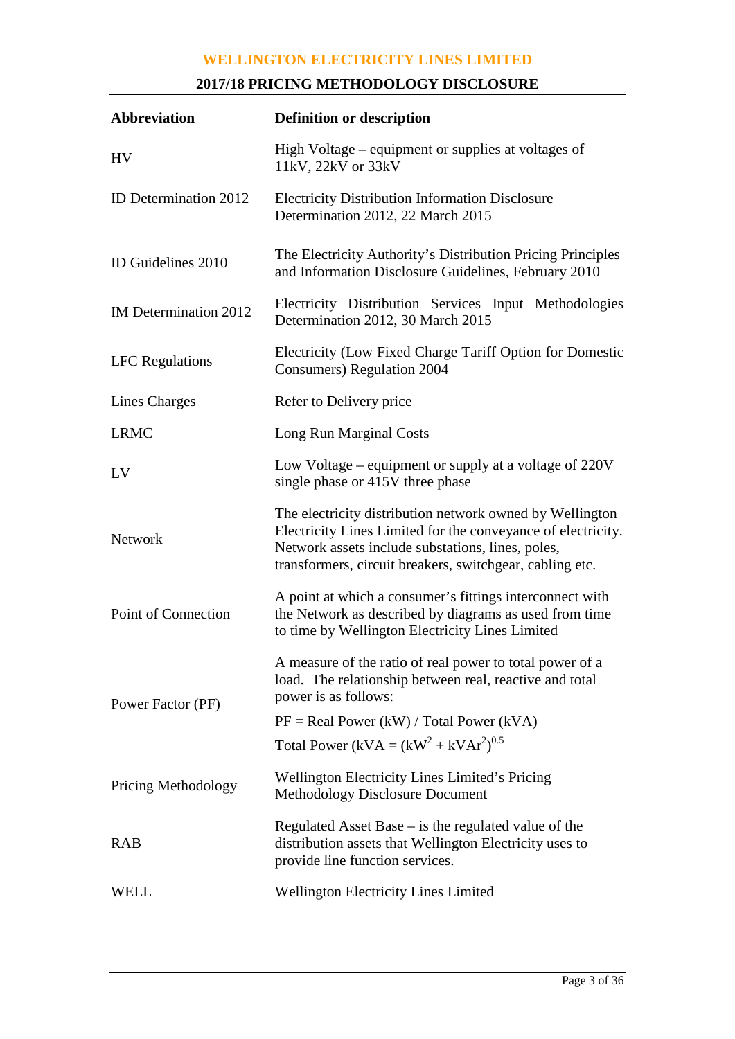| Abbreviation | Definition or description |
|---|---|
| HV | High Voltage – equipment or supplies at voltages of 11kV, 22kV or 33kV |
| ID Determination 2012 | Electricity Distribution Information Disclosure Determination 2012, 22 March 2015 |
| ID Guidelines 2010 | The Electricity Authority's Distribution Pricing Principles and Information Disclosure Guidelines, February 2010 |
| IM Determination 2012 | Electricity Distribution Services Input Methodologies Determination 2012, 30 March 2015 |
| LFC Regulations | Electricity (Low Fixed Charge Tariff Option for Domestic Consumers) Regulation 2004 |
| Lines Charges | Refer to Delivery price |
| LRMC | Long Run Marginal Costs |
| LV | Low Voltage – equipment or supply at a voltage of 220V single phase or 415V three phase |
| Network | The electricity distribution network owned by Wellington Electricity Lines Limited for the conveyance of electricity. Network assets include substations, lines, poles, transformers, circuit breakers, switchgear, cabling etc. |
| Point of Connection | A point at which a consumer's fittings interconnect with the Network as described by diagrams as used from time to time by Wellington Electricity Lines Limited |
| Power Factor (PF) | A measure of the ratio of real power to total power of a load. The relationship between real, reactive and total power is as follows: PF = Real Power (kW) / Total Power (kVA) Total Power (kVA = $(kW^2 + kVAr^2)^{0.5}$ |
| Pricing Methodology | Wellington Electricity Lines Limited's Pricing Methodology Disclosure Document |
| RAB | Regulated Asset Base – is the regulated value of the distribution assets that Wellington Electricity uses to provide line function services. |
| WELL | Wellington Electricity Lines Limited |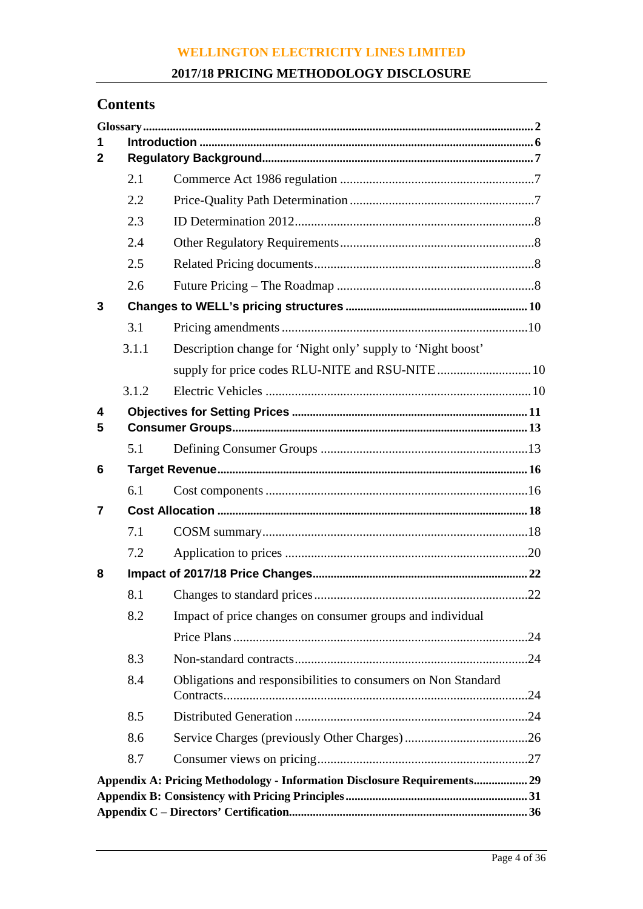## Contents

| | | |
|---|---|---|
| **Glossary** | | **2** |
| **1** | **Introduction** | **6** |
| **2** | **Regulatory Background** | **7** |
| 2.1 | Commerce Act 1986 regulation | 7 |
| 2.2 | Price-Quality Path Determination | 7 |
| 2.3 | ID Determination 2012 | 8 |
| 2.4 | Other Regulatory Requirements | 8 |
| 2.5 | Related Pricing documents | 8 |
| 2.6 | Future Pricing – The Roadmap | 8 |
| **3** | **Changes to WELL's pricing structures** | **10** |
| 3.1 | Pricing amendments | 10 |
| 3.1.1 | Description change for 'Night only' supply to 'Night boost' supply for price codes RLU-NITE and RSU-NITE | 10 |
| 3.1.2 | Electric Vehicles | 10 |
| **4** | **Objectives for Setting Prices** | **11** |
| **5** | **Consumer Groups** | **13** |
| 5.1 | Defining Consumer Groups | 13 |
| **6** | **Target Revenue** | **16** |
| 6.1 | Cost components | 16 |
| **7** | **Cost Allocation** | **18** |
| 7.1 | COSM summary | 18 |
| 7.2 | Application to prices | 20 |
| **8** | **Impact of 2017/18 Price Changes** | **22** |
| 8.1 | Changes to standard prices | 22 |
| 8.2 | Impact of price changes on consumer groups and individual Price Plans | 24 |
| 8.3 | Non-standard contracts | 24 |
| 8.4 | Obligations and responsibilities to consumers on Non Standard Contracts | 24 |
| 8.5 | Distributed Generation | 24 |
| 8.6 | Service Charges (previously Other Charges) | 26 |
| 8.7 | Consumer views on pricing | 27 |
| **Appendix A: Pricing Methodology - Information Disclosure Requirements** | | **29** |
| **Appendix B: Consistency with Pricing Principles** | | **31** |
| **Appendix C – Directors' Certification** | | **36** |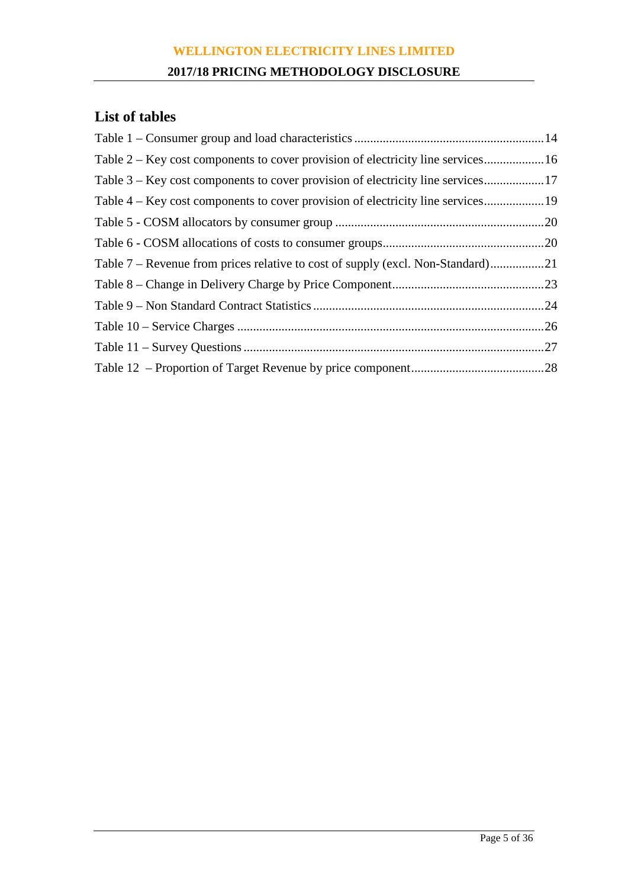## List of tables

Table 1 – Consumer group and load characteristics ... 14

Table 2 – Key cost components to cover provision of electricity line services ... 16

Table 3 – Key cost components to cover provision of electricity line services ... 17

Table 4 – Key cost components to cover provision of electricity line services ... 19

Table 5 - COSM allocators by consumer group ... 20

Table 6 - COSM allocations of costs to consumer groups ... 20

Table 7 – Revenue from prices relative to cost of supply (excl. Non-Standard) ... 21

Table 8 – Change in Delivery Charge by Price Component ... 23

Table 9 – Non Standard Contract Statistics ... 24

Table 10 – Service Charges ... 26

Table 11 – Survey Questions ... 27

Table 12 – Proportion of Target Revenue by price component ... 28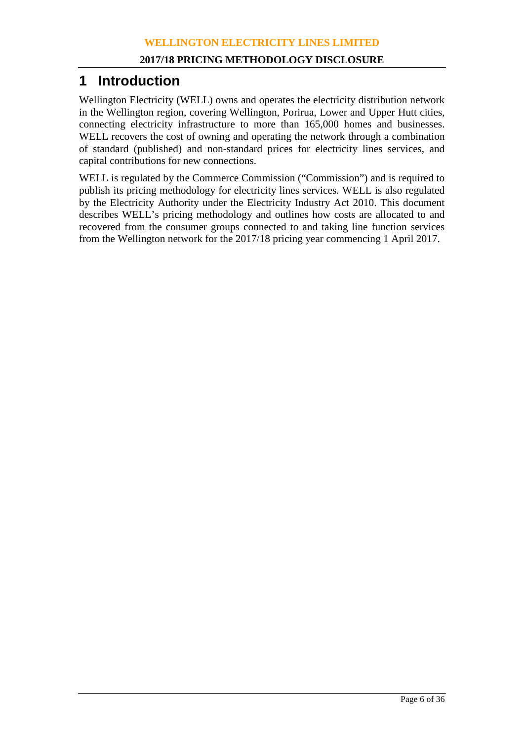# 1 Introduction

Wellington Electricity (WELL) owns and operates the electricity distribution network in the Wellington region, covering Wellington, Porirua, Lower and Upper Hutt cities, connecting electricity infrastructure to more than 165,000 homes and businesses. WELL recovers the cost of owning and operating the network through a combination of standard (published) and non-standard prices for electricity lines services, and capital contributions for new connections.

WELL is regulated by the Commerce Commission ("Commission") and is required to publish its pricing methodology for electricity lines services. WELL is also regulated by the Electricity Authority under the Electricity Industry Act 2010. This document describes WELL's pricing methodology and outlines how costs are allocated to and recovered from the consumer groups connected to and taking line function services from the Wellington network for the 2017/18 pricing year commencing 1 April 2017.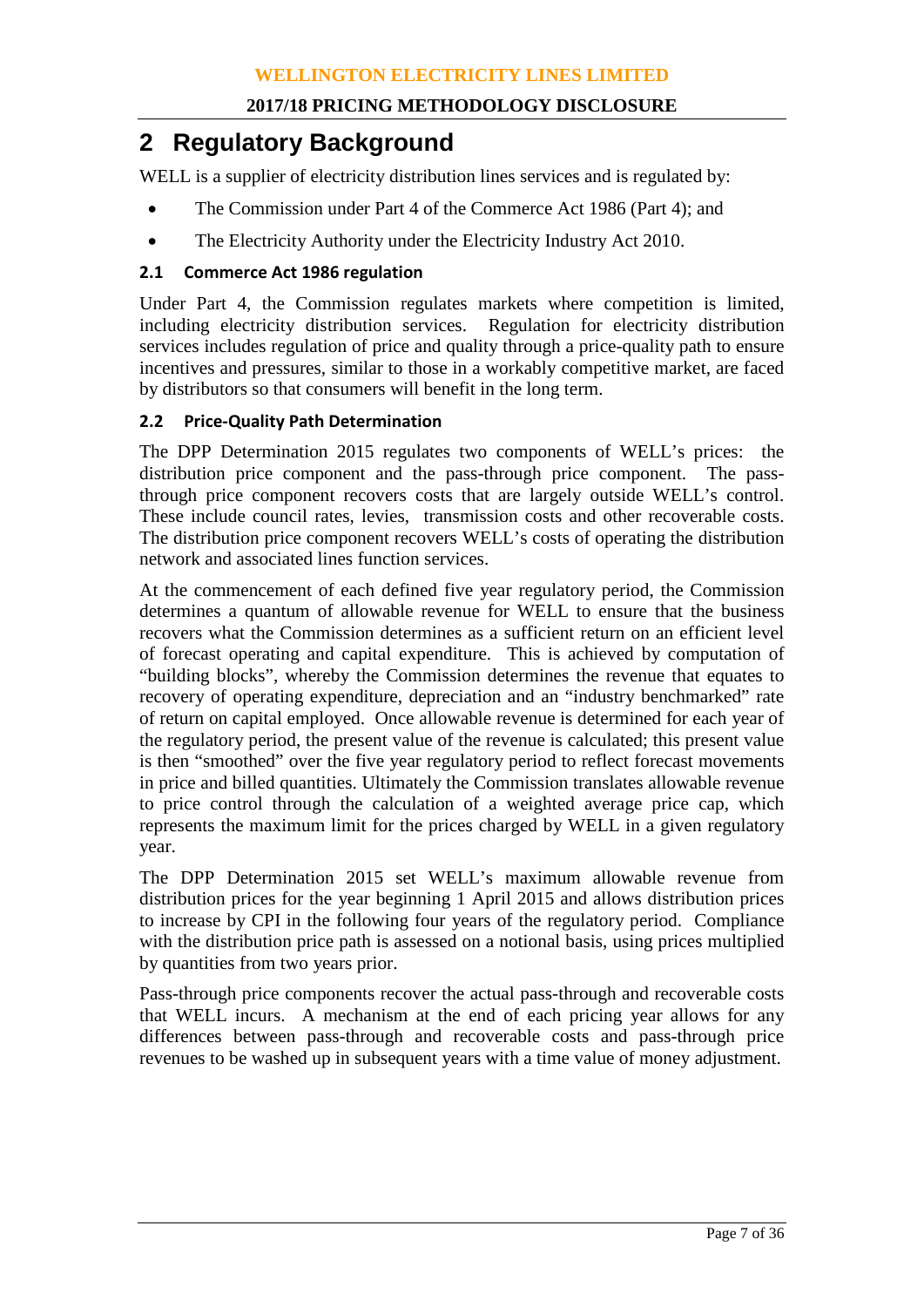# 2 Regulatory Background

WELL is a supplier of electricity distribution lines services and is regulated by:

- The Commission under Part 4 of the Commerce Act 1986 (Part 4); and
- The Electricity Authority under the Electricity Industry Act 2010.

## 2.1 Commerce Act 1986 regulation

Under Part 4, the Commission regulates markets where competition is limited, including electricity distribution services. Regulation for electricity distribution services includes regulation of price and quality through a price-quality path to ensure incentives and pressures, similar to those in a workably competitive market, are faced by distributors so that consumers will benefit in the long term.

## 2.2 Price-Quality Path Determination

The DPP Determination 2015 regulates two components of WELL's prices: the distribution price component and the pass-through price component. The pass-through price component recovers costs that are largely outside WELL's control. These include council rates, levies, transmission costs and other recoverable costs. The distribution price component recovers WELL's costs of operating the distribution network and associated lines function services.

At the commencement of each defined five year regulatory period, the Commission determines a quantum of allowable revenue for WELL to ensure that the business recovers what the Commission determines as a sufficient return on an efficient level of forecast operating and capital expenditure. This is achieved by computation of "building blocks", whereby the Commission determines the revenue that equates to recovery of operating expenditure, depreciation and an "industry benchmarked" rate of return on capital employed. Once allowable revenue is determined for each year of the regulatory period, the present value of the revenue is calculated; this present value is then "smoothed" over the five year regulatory period to reflect forecast movements in price and billed quantities. Ultimately the Commission translates allowable revenue to price control through the calculation of a weighted average price cap, which represents the maximum limit for the prices charged by WELL in a given regulatory year.

The DPP Determination 2015 set WELL's maximum allowable revenue from distribution prices for the year beginning 1 April 2015 and allows distribution prices to increase by CPI in the following four years of the regulatory period. Compliance with the distribution price path is assessed on a notional basis, using prices multiplied by quantities from two years prior.

Pass-through price components recover the actual pass-through and recoverable costs that WELL incurs. A mechanism at the end of each pricing year allows for any differences between pass-through and recoverable costs and pass-through price revenues to be washed up in subsequent years with a time value of money adjustment.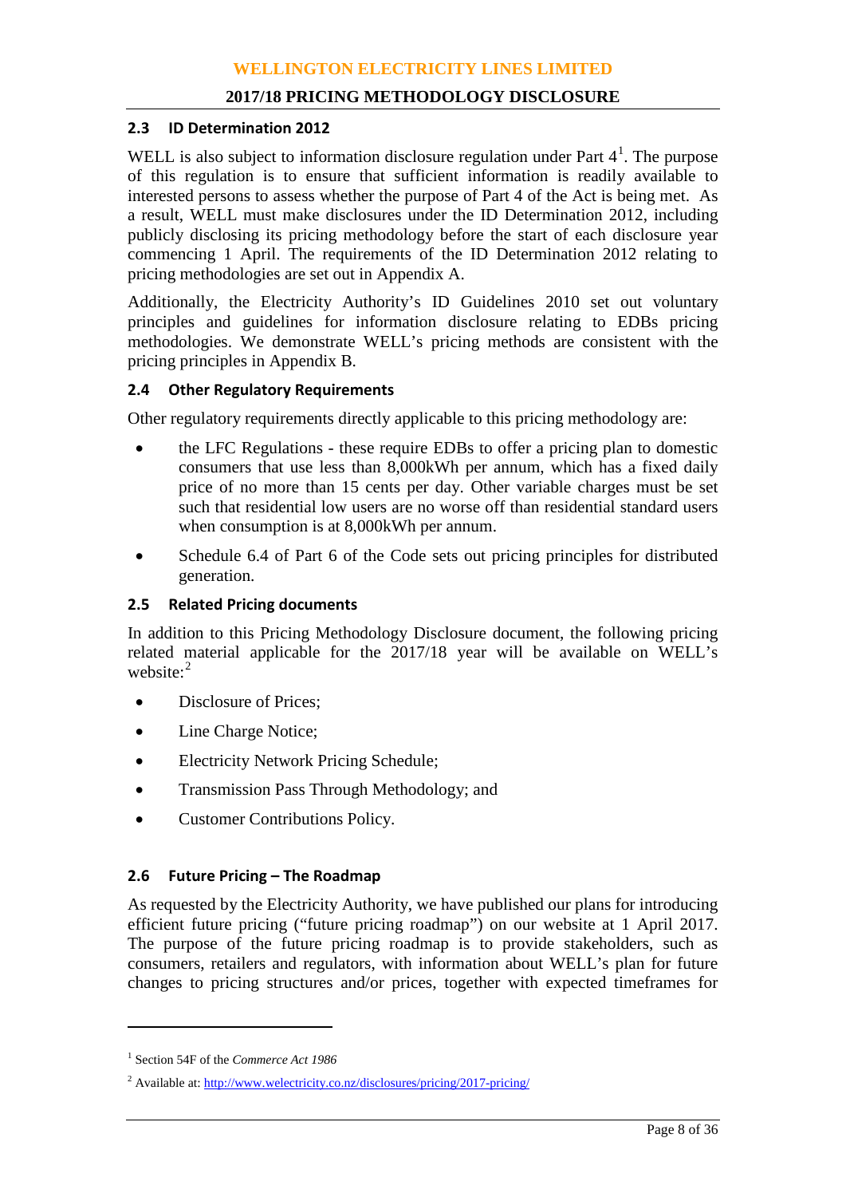## 2.3 ID Determination 2012

WELL is also subject to information disclosure regulation under Part 4[1]. The purpose of this regulation is to ensure that sufficient information is readily available to interested persons to assess whether the purpose of Part 4 of the Act is being met. As a result, WELL must make disclosures under the ID Determination 2012, including publicly disclosing its pricing methodology before the start of each disclosure year commencing 1 April. The requirements of the ID Determination 2012 relating to pricing methodologies are set out in Appendix A.

Additionally, the Electricity Authority's ID Guidelines 2010 set out voluntary principles and guidelines for information disclosure relating to EDBs pricing methodologies. We demonstrate WELL's pricing methods are consistent with the pricing principles in Appendix B.

## 2.4 Other Regulatory Requirements

Other regulatory requirements directly applicable to this pricing methodology are:

- the LFC Regulations - these require EDBs to offer a pricing plan to domestic consumers that use less than 8,000kWh per annum, which has a fixed daily price of no more than 15 cents per day. Other variable charges must be set such that residential low users are no worse off than residential standard users when consumption is at 8,000kWh per annum.
- Schedule 6.4 of Part 6 of the Code sets out pricing principles for distributed generation.

## 2.5 Related Pricing documents

In addition to this Pricing Methodology Disclosure document, the following pricing related material applicable for the 2017/18 year will be available on WELL's website:[2]

- Disclosure of Prices;
- Line Charge Notice;
- Electricity Network Pricing Schedule;
- Transmission Pass Through Methodology; and
- Customer Contributions Policy.

## 2.6 Future Pricing – The Roadmap

As requested by the Electricity Authority, we have published our plans for introducing efficient future pricing ("future pricing roadmap") on our website at 1 April 2017. The purpose of the future pricing roadmap is to provide stakeholders, such as consumers, retailers and regulators, with information about WELL's plan for future changes to pricing structures and/or prices, together with expected timeframes for

---

[1] Section 54F of the *Commerce Act 1986*

[2] Available at: http://www.welectricity.co.nz/disclosures/pricing/2017-pricing/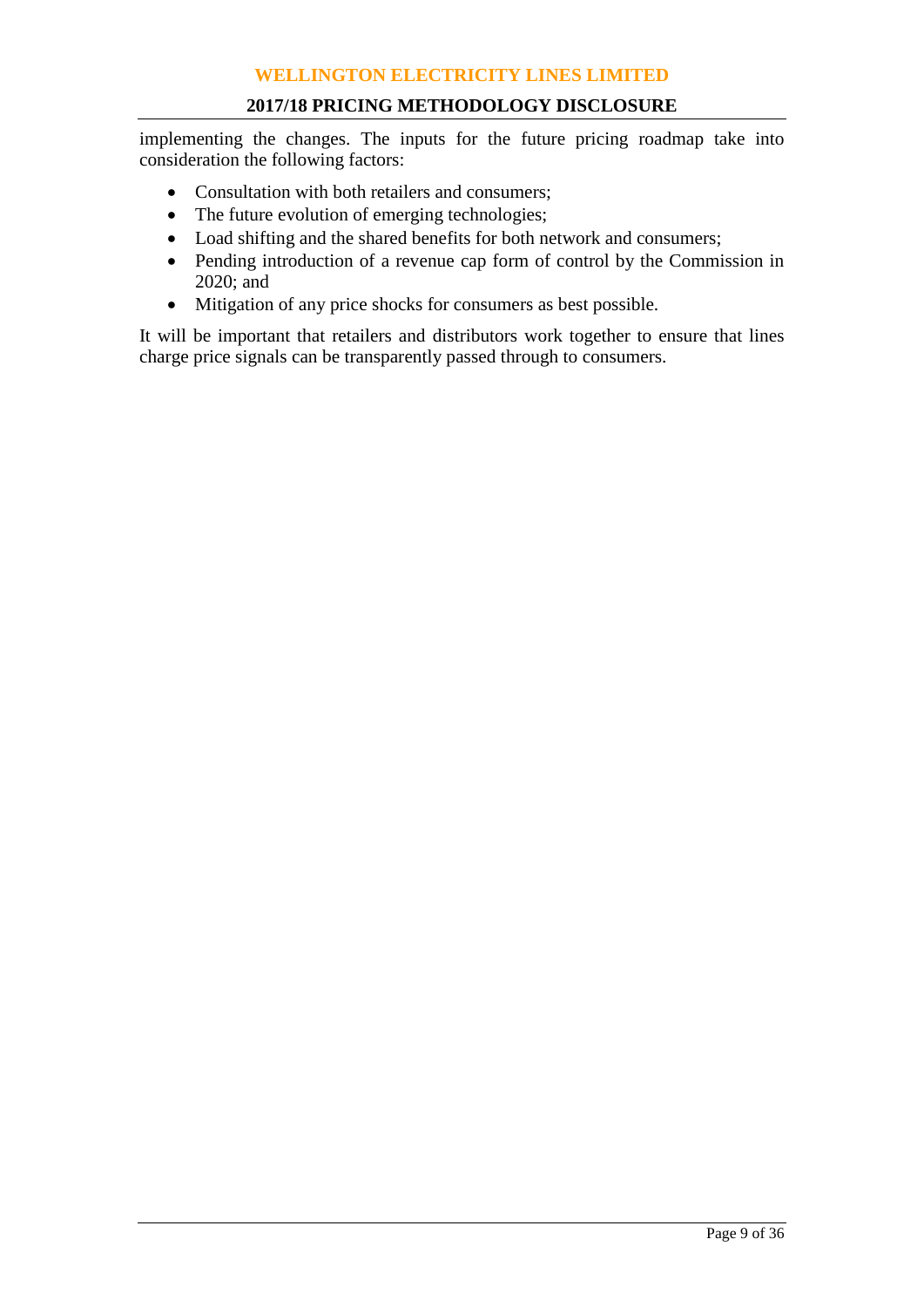implementing the changes. The inputs for the future pricing roadmap take into consideration the following factors:

- Consultation with both retailers and consumers;
- The future evolution of emerging technologies;
- Load shifting and the shared benefits for both network and consumers;
- Pending introduction of a revenue cap form of control by the Commission in 2020; and
- Mitigation of any price shocks for consumers as best possible.

It will be important that retailers and distributors work together to ensure that lines charge price signals can be transparently passed through to consumers.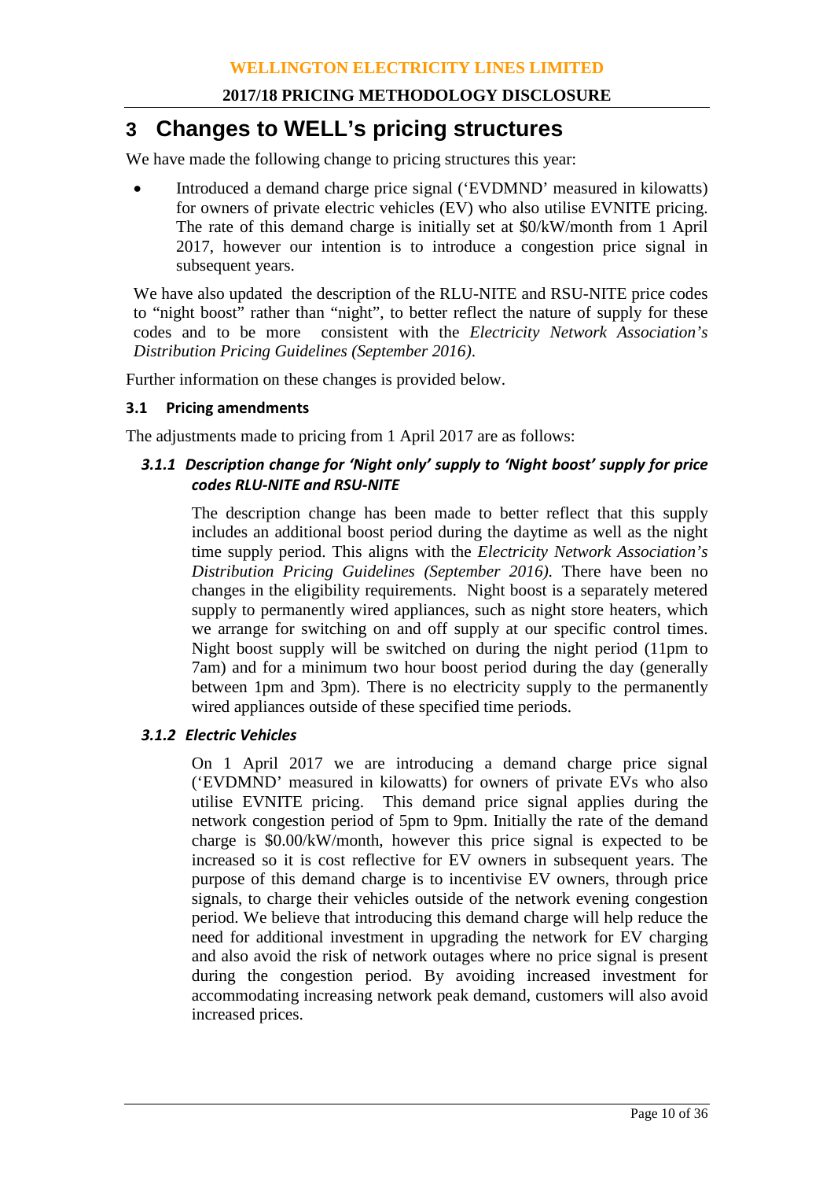# 3 Changes to WELL's pricing structures

We have made the following change to pricing structures this year:

- Introduced a demand charge price signal ('EVDMND' measured in kilowatts) for owners of private electric vehicles (EV) who also utilise EVNITE pricing. The rate of this demand charge is initially set at $0/kW/month from 1 April 2017, however our intention is to introduce a congestion price signal in subsequent years.

We have also updated the description of the RLU-NITE and RSU-NITE price codes to "night boost" rather than "night", to better reflect the nature of supply for these codes and to be more consistent with the *Electricity Network Association's Distribution Pricing Guidelines (September 2016)*.

Further information on these changes is provided below.

## 3.1 Pricing amendments

The adjustments made to pricing from 1 April 2017 are as follows:

### *3.1.1 Description change for 'Night only' supply to 'Night boost' supply for price codes RLU-NITE and RSU-NITE*

The description change has been made to better reflect that this supply includes an additional boost period during the daytime as well as the night time supply period. This aligns with the *Electricity Network Association's Distribution Pricing Guidelines (September 2016)*. There have been no changes in the eligibility requirements. Night boost is a separately metered supply to permanently wired appliances, such as night store heaters, which we arrange for switching on and off supply at our specific control times. Night boost supply will be switched on during the night period (11pm to 7am) and for a minimum two hour boost period during the day (generally between 1pm and 3pm). There is no electricity supply to the permanently wired appliances outside of these specified time periods.

### *3.1.2 Electric Vehicles*

On 1 April 2017 we are introducing a demand charge price signal ('EVDMND' measured in kilowatts) for owners of private EVs who also utilise EVNITE pricing. This demand price signal applies during the network congestion period of 5pm to 9pm. Initially the rate of the demand charge is $0.00/kW/month, however this price signal is expected to be increased so it is cost reflective for EV owners in subsequent years. The purpose of this demand charge is to incentivise EV owners, through price signals, to charge their vehicles outside of the network evening congestion period. We believe that introducing this demand charge will help reduce the need for additional investment in upgrading the network for EV charging and also avoid the risk of network outages where no price signal is present during the congestion period. By avoiding increased investment for accommodating increasing network peak demand, customers will also avoid increased prices.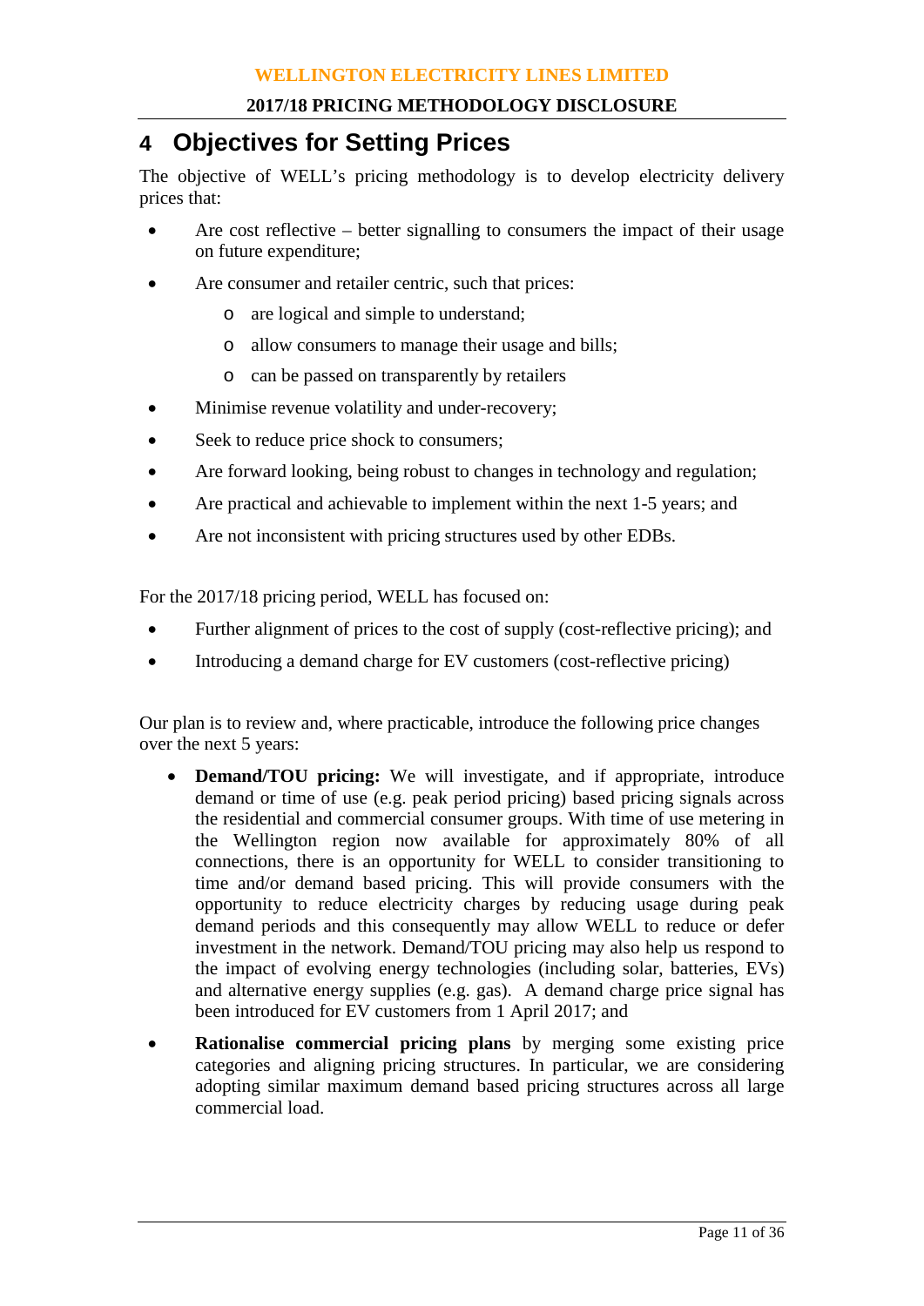# 4 Objectives for Setting Prices

The objective of WELL's pricing methodology is to develop electricity delivery prices that:

- Are cost reflective – better signalling to consumers the impact of their usage on future expenditure;
- Are consumer and retailer centric, such that prices:
    - are logical and simple to understand;
    - allow consumers to manage their usage and bills;
    - can be passed on transparently by retailers
- Minimise revenue volatility and under-recovery;
- Seek to reduce price shock to consumers;
- Are forward looking, being robust to changes in technology and regulation;
- Are practical and achievable to implement within the next 1-5 years; and
- Are not inconsistent with pricing structures used by other EDBs.

For the 2017/18 pricing period, WELL has focused on:

- Further alignment of prices to the cost of supply (cost-reflective pricing); and
- Introducing a demand charge for EV customers (cost-reflective pricing)

Our plan is to review and, where practicable, introduce the following price changes over the next 5 years:

- **Demand/TOU pricing:** We will investigate, and if appropriate, introduce demand or time of use (e.g. peak period pricing) based pricing signals across the residential and commercial consumer groups. With time of use metering in the Wellington region now available for approximately 80% of all connections, there is an opportunity for WELL to consider transitioning to time and/or demand based pricing. This will provide consumers with the opportunity to reduce electricity charges by reducing usage during peak demand periods and this consequently may allow WELL to reduce or defer investment in the network. Demand/TOU pricing may also help us respond to the impact of evolving energy technologies (including solar, batteries, EVs) and alternative energy supplies (e.g. gas). A demand charge price signal has been introduced for EV customers from 1 April 2017; and
- **Rationalise commercial pricing plans** by merging some existing price categories and aligning pricing structures. In particular, we are considering adopting similar maximum demand based pricing structures across all large commercial load.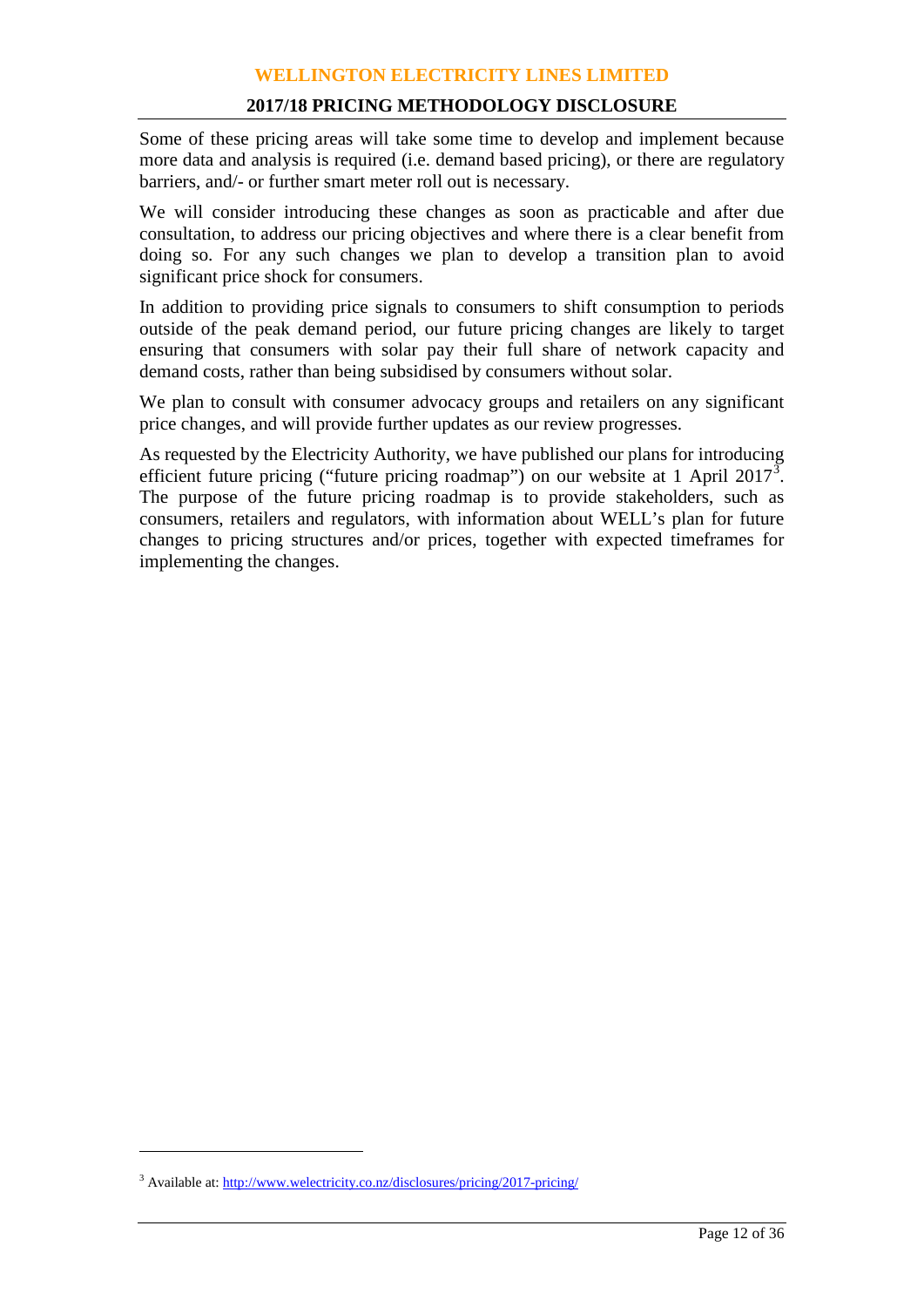Some of these pricing areas will take some time to develop and implement because more data and analysis is required (i.e. demand based pricing), or there are regulatory barriers, and/- or further smart meter roll out is necessary.

We will consider introducing these changes as soon as practicable and after due consultation, to address our pricing objectives and where there is a clear benefit from doing so. For any such changes we plan to develop a transition plan to avoid significant price shock for consumers.

In addition to providing price signals to consumers to shift consumption to periods outside of the peak demand period, our future pricing changes are likely to target ensuring that consumers with solar pay their full share of network capacity and demand costs, rather than being subsidised by consumers without solar.

We plan to consult with consumer advocacy groups and retailers on any significant price changes, and will provide further updates as our review progresses.

As requested by the Electricity Authority, we have published our plans for introducing efficient future pricing ("future pricing roadmap") on our website at 1 April 2017[3]. The purpose of the future pricing roadmap is to provide stakeholders, such as consumers, retailers and regulators, with information about WELL's plan for future changes to pricing structures and/or prices, together with expected timeframes for implementing the changes.

---

[3] Available at: http://www.welectricity.co.nz/disclosures/pricing/2017-pricing/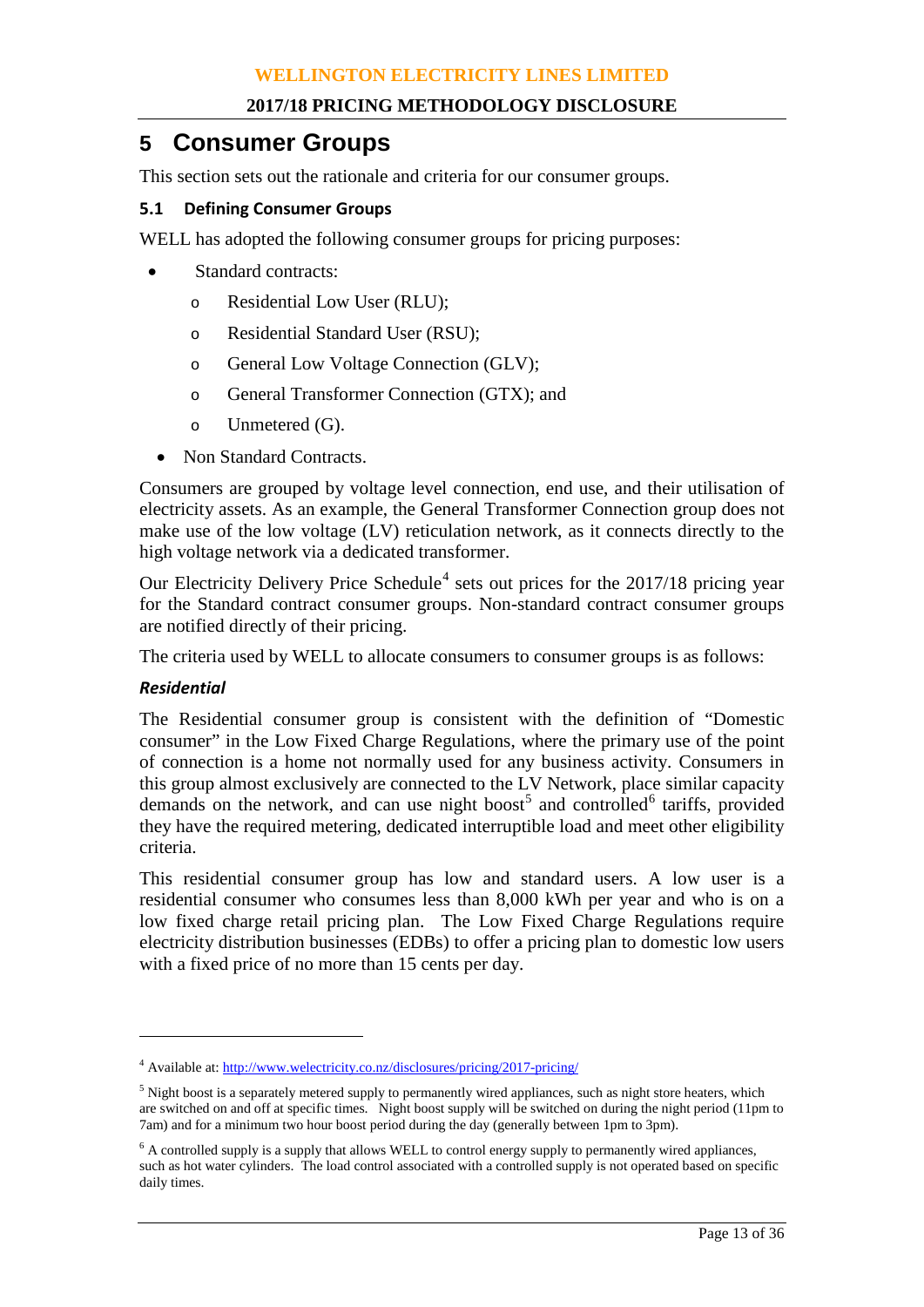# 5 Consumer Groups

This section sets out the rationale and criteria for our consumer groups.

## 5.1 Defining Consumer Groups

WELL has adopted the following consumer groups for pricing purposes:

- Standard contracts:
    - Residential Low User (RLU);
    - Residential Standard User (RSU);
    - General Low Voltage Connection (GLV);
    - General Transformer Connection (GTX); and
    - Unmetered (G).
- Non Standard Contracts.

Consumers are grouped by voltage level connection, end use, and their utilisation of electricity assets. As an example, the General Transformer Connection group does not make use of the low voltage (LV) reticulation network, as it connects directly to the high voltage network via a dedicated transformer.

Our Electricity Delivery Price Schedule[4] sets out prices for the 2017/18 pricing year for the Standard contract consumer groups. Non-standard contract consumer groups are notified directly of their pricing.

The criteria used by WELL to allocate consumers to consumer groups is as follows:

***Residential***

The Residential consumer group is consistent with the definition of "Domestic consumer" in the Low Fixed Charge Regulations, where the primary use of the point of connection is a home not normally used for any business activity. Consumers in this group almost exclusively are connected to the LV Network, place similar capacity demands on the network, and can use night boost[5] and controlled[6] tariffs, provided they have the required metering, dedicated interruptible load and meet other eligibility criteria.

This residential consumer group has low and standard users. A low user is a residential consumer who consumes less than 8,000 kWh per year and who is on a low fixed charge retail pricing plan. The Low Fixed Charge Regulations require electricity distribution businesses (EDBs) to offer a pricing plan to domestic low users with a fixed price of no more than 15 cents per day.

---

[4] Available at: http://www.welectricity.co.nz/disclosures/pricing/2017-pricing/

[5] Night boost is a separately metered supply to permanently wired appliances, such as night store heaters, which are switched on and off at specific times. Night boost supply will be switched on during the night period (11pm to 7am) and for a minimum two hour boost period during the day (generally between 1pm to 3pm).

[6] A controlled supply is a supply that allows WELL to control energy supply to permanently wired appliances, such as hot water cylinders. The load control associated with a controlled supply is not operated based on specific daily times.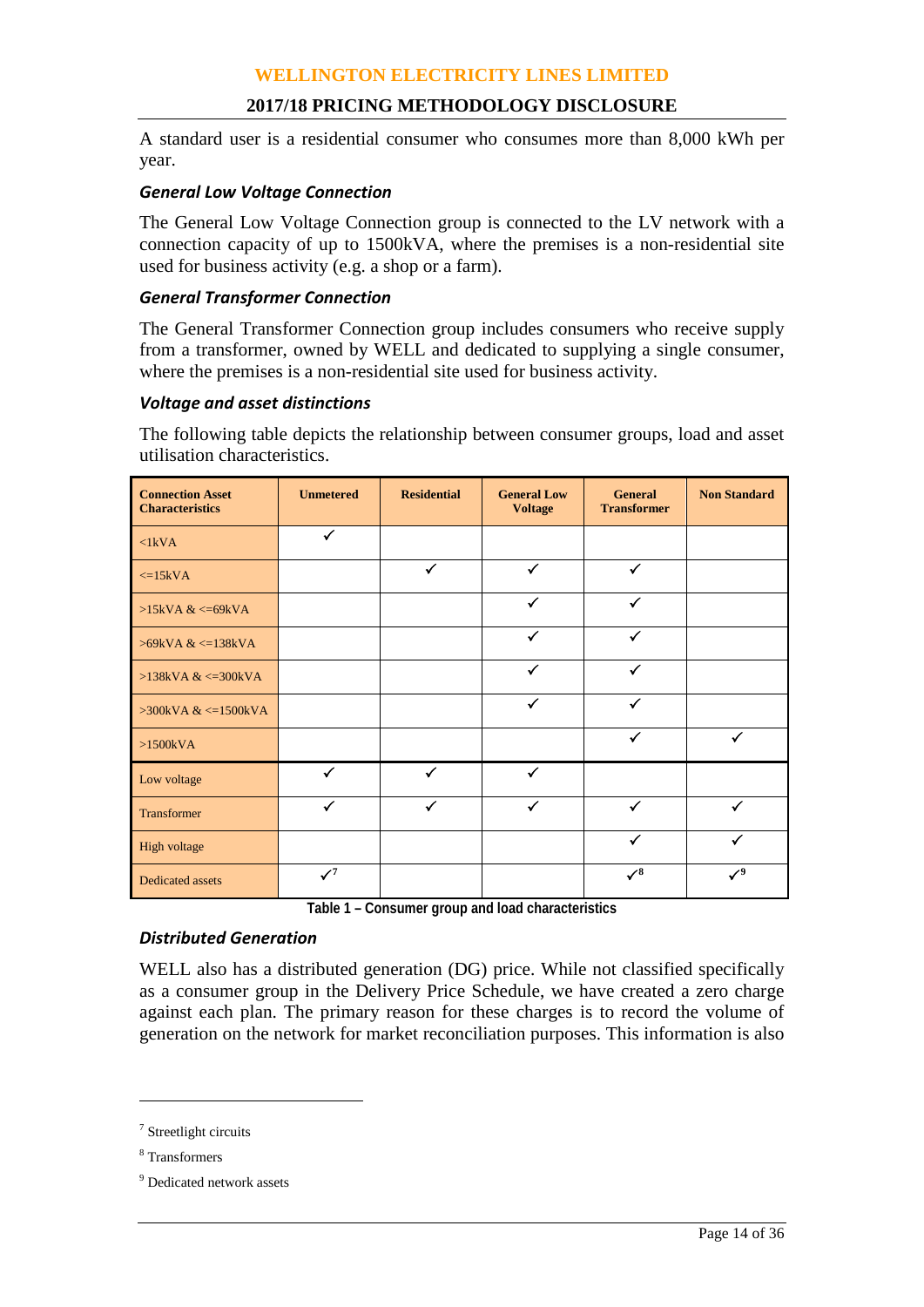A standard user is a residential consumer who consumes more than 8,000 kWh per year.

### *General Low Voltage Connection*

The General Low Voltage Connection group is connected to the LV network with a connection capacity of up to 1500kVA, where the premises is a non-residential site used for business activity (e.g. a shop or a farm).

### *General Transformer Connection*

The General Transformer Connection group includes consumers who receive supply from a transformer, owned by WELL and dedicated to supplying a single consumer, where the premises is a non-residential site used for business activity.

### *Voltage and asset distinctions*

The following table depicts the relationship between consumer groups, load and asset utilisation characteristics.

| Connection Asset Characteristics | Unmetered | Residential | General Low Voltage | General Transformer | Non Standard |
|---|---|---|---|---|---|
| <1kVA | ✓ | | | | |
| <=15kVA | | ✓ | ✓ | ✓ | |
| >15kVA & <=69kVA | | | ✓ | ✓ | |
| >69kVA & <=138kVA | | | ✓ | ✓ | |
| >138kVA & <=300kVA | | | ✓ | ✓ | |
| >300kVA & <=1500kVA | | | ✓ | ✓ | |
| >1500kVA | | | | ✓ | ✓ |
| Low voltage | ✓ | ✓ | ✓ | | |
| Transformer | ✓ | ✓ | ✓ | ✓ | ✓ |
| High voltage | | | | ✓ | ✓ |
| Dedicated assets | ✓[7] | | | ✓[8] | ✓[9] |

**Table 1 – Consumer group and load characteristics**

### *Distributed Generation*

WELL also has a distributed generation (DG) price. While not classified specifically as a consumer group in the Delivery Price Schedule, we have created a zero charge against each plan. The primary reason for these charges is to record the volume of generation on the network for market reconciliation purposes. This information is also

---

[7] Streetlight circuits

[8] Transformers

[9] Dedicated network assets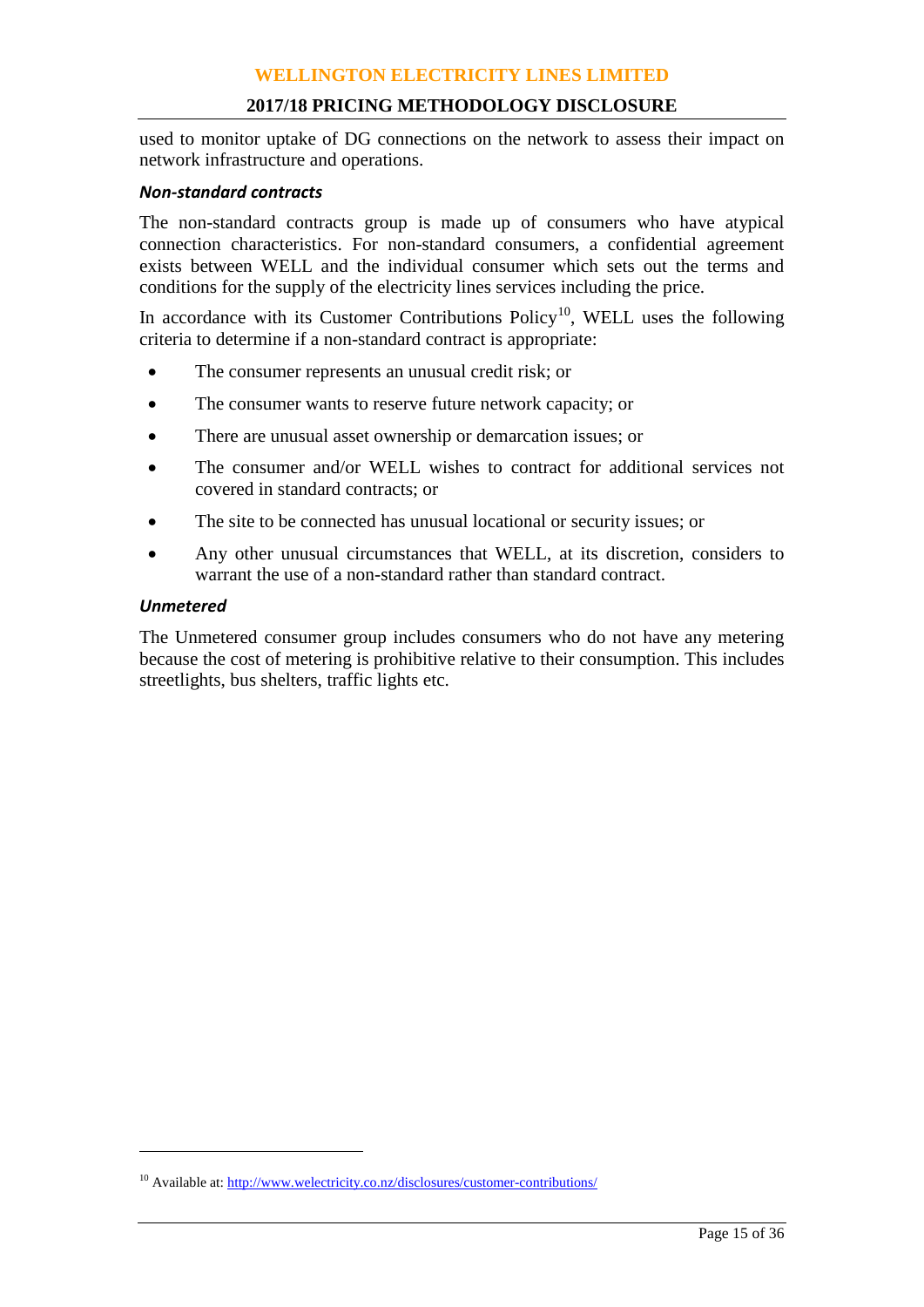used to monitor uptake of DG connections on the network to assess their impact on network infrastructure and operations.

#### *Non-standard contracts*

The non-standard contracts group is made up of consumers who have atypical connection characteristics. For non-standard consumers, a confidential agreement exists between WELL and the individual consumer which sets out the terms and conditions for the supply of the electricity lines services including the price.

In accordance with its Customer Contributions Policy[10], WELL uses the following criteria to determine if a non-standard contract is appropriate:

- The consumer represents an unusual credit risk; or
- The consumer wants to reserve future network capacity; or
- There are unusual asset ownership or demarcation issues; or
- The consumer and/or WELL wishes to contract for additional services not covered in standard contracts; or
- The site to be connected has unusual locational or security issues; or
- Any other unusual circumstances that WELL, at its discretion, considers to warrant the use of a non-standard rather than standard contract.

#### *Unmetered*

The Unmetered consumer group includes consumers who do not have any metering because the cost of metering is prohibitive relative to their consumption. This includes streetlights, bus shelters, traffic lights etc.

---

[10] Available at: http://www.welectricity.co.nz/disclosures/customer-contributions/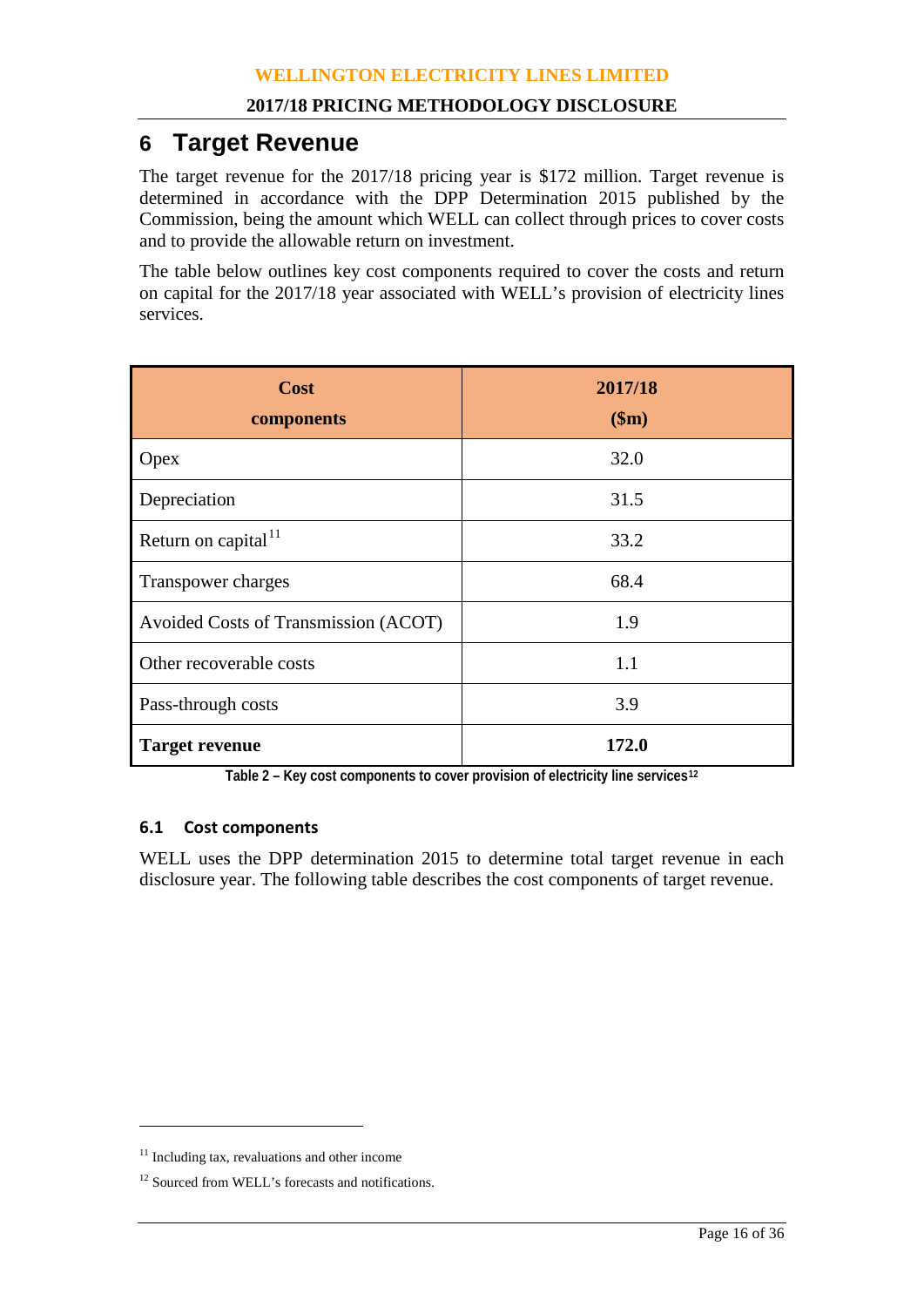# 6 Target Revenue

The target revenue for the 2017/18 pricing year is $172 million. Target revenue is determined in accordance with the DPP Determination 2015 published by the Commission, being the amount which WELL can collect through prices to cover costs and to provide the allowable return on investment.

The table below outlines key cost components required to cover the costs and return on capital for the 2017/18 year associated with WELL's provision of electricity lines services.

| Cost components | 2017/18 ($m) |
|---|---|
| Opex | 32.0 |
| Depreciation | 31.5 |
| Return on capital[11] | 33.2 |
| Transpower charges | 68.4 |
| Avoided Costs of Transmission (ACOT) | 1.9 |
| Other recoverable costs | 1.1 |
| Pass-through costs | 3.9 |
| **Target revenue** | **172.0** |

**Table 2 – Key cost components to cover provision of electricity line services[12]**

### 6.1 Cost components

WELL uses the DPP determination 2015 to determine total target revenue in each disclosure year. The following table describes the cost components of target revenue.

[11] Including tax, revaluations and other income

[12] Sourced from WELL's forecasts and notifications.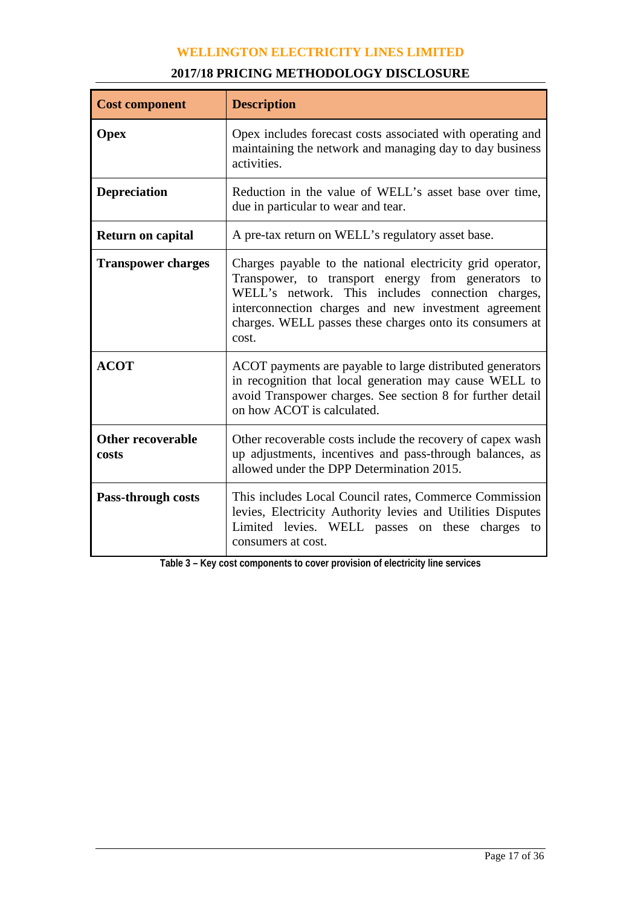| Cost component | Description |
|---|---|
| **Opex** | Opex includes forecast costs associated with operating and maintaining the network and managing day to day business activities. |
| **Depreciation** | Reduction in the value of WELL's asset base over time, due in particular to wear and tear. |
| **Return on capital** | A pre-tax return on WELL's regulatory asset base. |
| **Transpower charges** | Charges payable to the national electricity grid operator, Transpower, to transport energy from generators to WELL's network. This includes connection charges, interconnection charges and new investment agreement charges. WELL passes these charges onto its consumers at cost. |
| **ACOT** | ACOT payments are payable to large distributed generators in recognition that local generation may cause WELL to avoid Transpower charges. See section 8 for further detail on how ACOT is calculated. |
| **Other recoverable costs** | Other recoverable costs include the recovery of capex wash up adjustments, incentives and pass-through balances, as allowed under the DPP Determination 2015. |
| **Pass-through costs** | This includes Local Council rates, Commerce Commission levies, Electricity Authority levies and Utilities Disputes Limited levies. WELL passes on these charges to consumers at cost. |

**Table 3 – Key cost components to cover provision of electricity line services**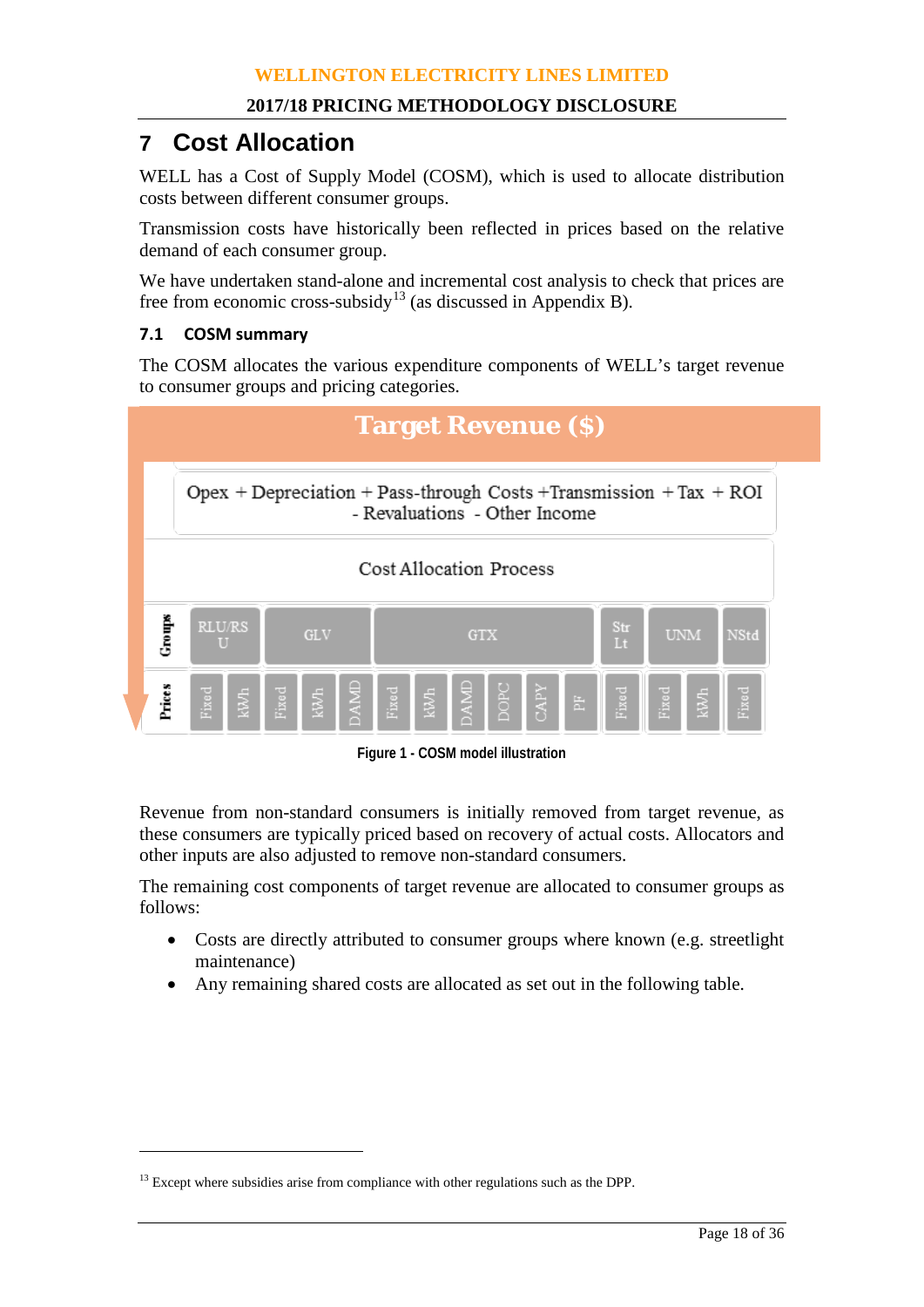# 7 Cost Allocation

WELL has a Cost of Supply Model (COSM), which is used to allocate distribution costs between different consumer groups.

Transmission costs have historically been reflected in prices based on the relative demand of each consumer group.

We have undertaken stand-alone and incremental cost analysis to check that prices are free from economic cross-subsidy[13] (as discussed in Appendix B).

## 7.1 COSM summary

The COSM allocates the various expenditure components of WELL's target revenue to consumer groups and pricing categories.

**Target Revenue ($)**

Opex + Depreciation + Pass-through Costs + Transmission + Tax + ROI - Revaluations - Other Income

Cost Allocation Process

| Groups | RLU/RSU | | GLV | | | GTX | | | | | | Str Lt | UNM | | NStd |
|---|---|---|---|---|---|---|---|---|---|---|---|---|---|---|---|
| Prices | Fixed | kWh | Fixed | kWh | DAMD | Fixed | kWh | DAMD | DOPC | CAPY | PF | Fixed | Fixed | kWh | Fixed |

Figure 1 - COSM model illustration

Revenue from non-standard consumers is initially removed from target revenue, as these consumers are typically priced based on recovery of actual costs. Allocators and other inputs are also adjusted to remove non-standard consumers.

The remaining cost components of target revenue are allocated to consumer groups as follows:

- Costs are directly attributed to consumer groups where known (e.g. streetlight maintenance)
- Any remaining shared costs are allocated as set out in the following table.

[13] Except where subsidies arise from compliance with other regulations such as the DPP.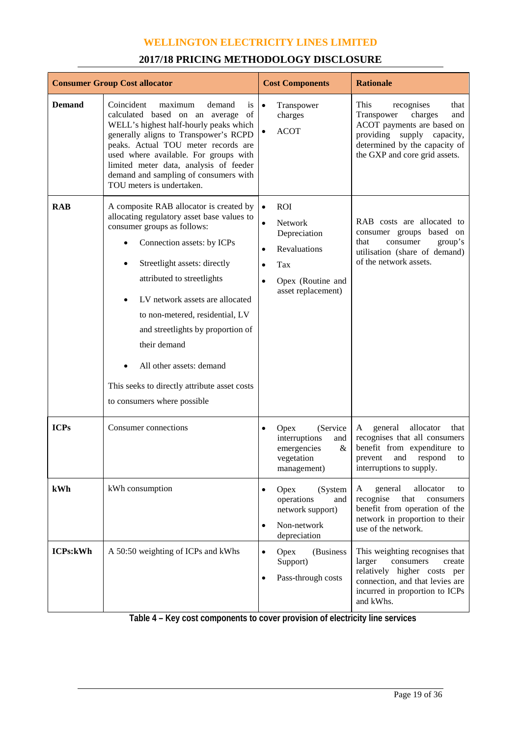| Consumer Group Cost allocator | | Cost Components | Rationale |
|---|---|---|---|
| **Demand** | Coincident maximum demand is calculated based on an average of WELL's highest half-hourly peaks which generally aligns to Transpower's RCPD peaks. Actual TOU meter records are used where available. For groups with limited meter data, analysis of feeder demand and sampling of consumers with TOU meters is undertaken. | • Transpower charges<br>• ACOT | This recognises that Transpower charges and ACOT payments are based on providing supply capacity, determined by the capacity of the GXP and core grid assets. |
| **RAB** | A composite RAB allocator is created by allocating regulatory asset base values to consumer groups as follows:<br>• Connection assets: by ICPs<br>• Streetlight assets: directly attributed to streetlights<br>• LV network assets are allocated to non-metered, residential, LV and streetlights by proportion of their demand<br>• All other assets: demand<br>This seeks to directly attribute asset costs to consumers where possible | • ROI<br>• Network Depreciation<br>• Revaluations<br>• Tax<br>• Opex (Routine and asset replacement) | RAB costs are allocated to consumer groups based on that consumer group's utilisation (share of demand) of the network assets. |
| **ICPs** | Consumer connections | • Opex (Service interruptions and emergencies & vegetation management) | A general allocator that recognises that all consumers benefit from expenditure to prevent and respond to interruptions to supply. |
| **kWh** | kWh consumption | • Opex (System operations and network support)<br>• Non-network depreciation | A general allocator to recognise that consumers benefit from operation of the network in proportion to their use of the network. |
| **ICPs:kWh** | A 50:50 weighting of ICPs and kWhs | • Opex (Business Support)<br>• Pass-through costs | This weighting recognises that larger consumers create relatively higher costs per connection, and that levies are incurred in proportion to ICPs and kWhs. |

**Table 4 – Key cost components to cover provision of electricity line services**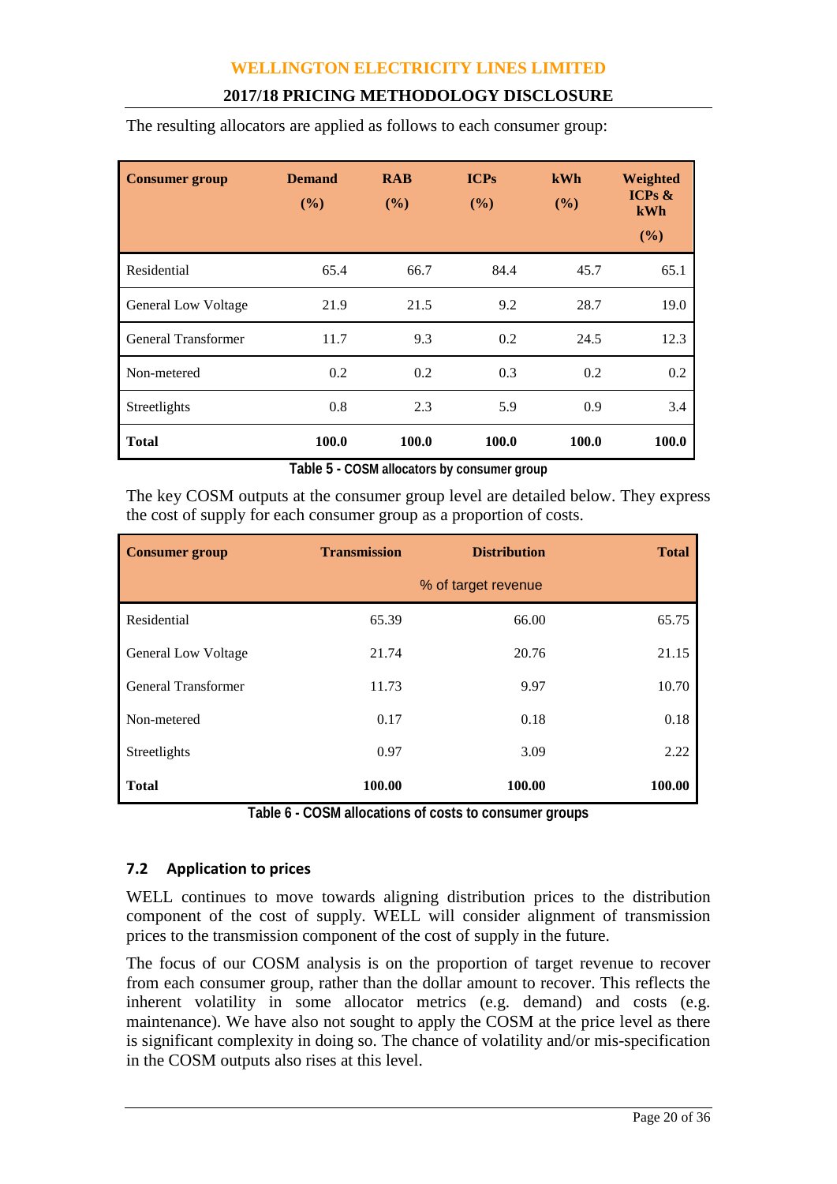The resulting allocators are applied as follows to each consumer group:

| Consumer group | Demand (%) | RAB (%) | ICPs (%) | kWh (%) | Weighted ICPs & kWh (%) |
|---|---|---|---|---|---|
| Residential | 65.4 | 66.7 | 84.4 | 45.7 | 65.1 |
| General Low Voltage | 21.9 | 21.5 | 9.2 | 28.7 | 19.0 |
| General Transformer | 11.7 | 9.3 | 0.2 | 24.5 | 12.3 |
| Non-metered | 0.2 | 0.2 | 0.3 | 0.2 | 0.2 |
| Streetlights | 0.8 | 2.3 | 5.9 | 0.9 | 3.4 |
| **Total** | **100.0** | **100.0** | **100.0** | **100.0** | **100.0** |

**Table 5 - COSM allocators by consumer group**

The key COSM outputs at the consumer group level are detailed below. They express the cost of supply for each consumer group as a proportion of costs.

| Consumer group | Transmission | Distribution | Total |
|---|---|---|---|
| | % of target revenue | | |
| Residential | 65.39 | 66.00 | 65.75 |
| General Low Voltage | 21.74 | 20.76 | 21.15 |
| General Transformer | 11.73 | 9.97 | 10.70 |
| Non-metered | 0.17 | 0.18 | 0.18 |
| Streetlights | 0.97 | 3.09 | 2.22 |
| **Total** | **100.00** | **100.00** | **100.00** |

**Table 6 - COSM allocations of costs to consumer groups**

### 7.2 Application to prices

WELL continues to move towards aligning distribution prices to the distribution component of the cost of supply. WELL will consider alignment of transmission prices to the transmission component of the cost of supply in the future.

The focus of our COSM analysis is on the proportion of target revenue to recover from each consumer group, rather than the dollar amount to recover. This reflects the inherent volatility in some allocator metrics (e.g. demand) and costs (e.g. maintenance). We have also not sought to apply the COSM at the price level as there is significant complexity in doing so. The chance of volatility and/or mis-specification in the COSM outputs also rises at this level.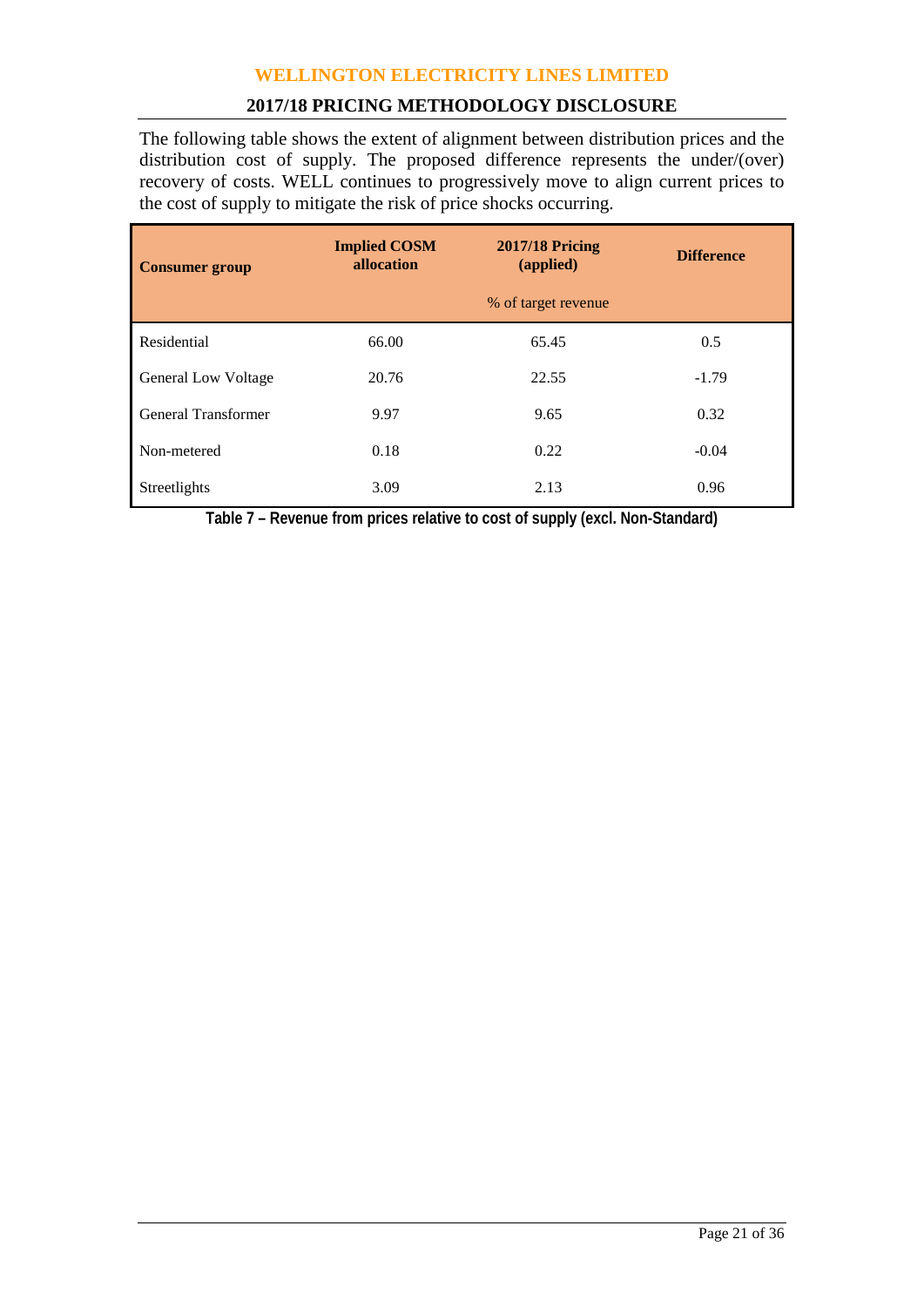The following table shows the extent of alignment between distribution prices and the distribution cost of supply. The proposed difference represents the under/(over) recovery of costs. WELL continues to progressively move to align current prices to the cost of supply to mitigate the risk of price shocks occurring.

| **Consumer group** | **Implied COSM allocation** | **2017/18 Pricing (applied)** | **Difference** |
|---|---|---|---|
| | | % of target revenue | |
| Residential | 66.00 | 65.45 | 0.5 |
| General Low Voltage | 20.76 | 22.55 | -1.79 |
| General Transformer | 9.97 | 9.65 | 0.32 |
| Non-metered | 0.18 | 0.22 | -0.04 |
| Streetlights | 3.09 | 2.13 | 0.96 |

**Table 7 – Revenue from prices relative to cost of supply (excl. Non-Standard)**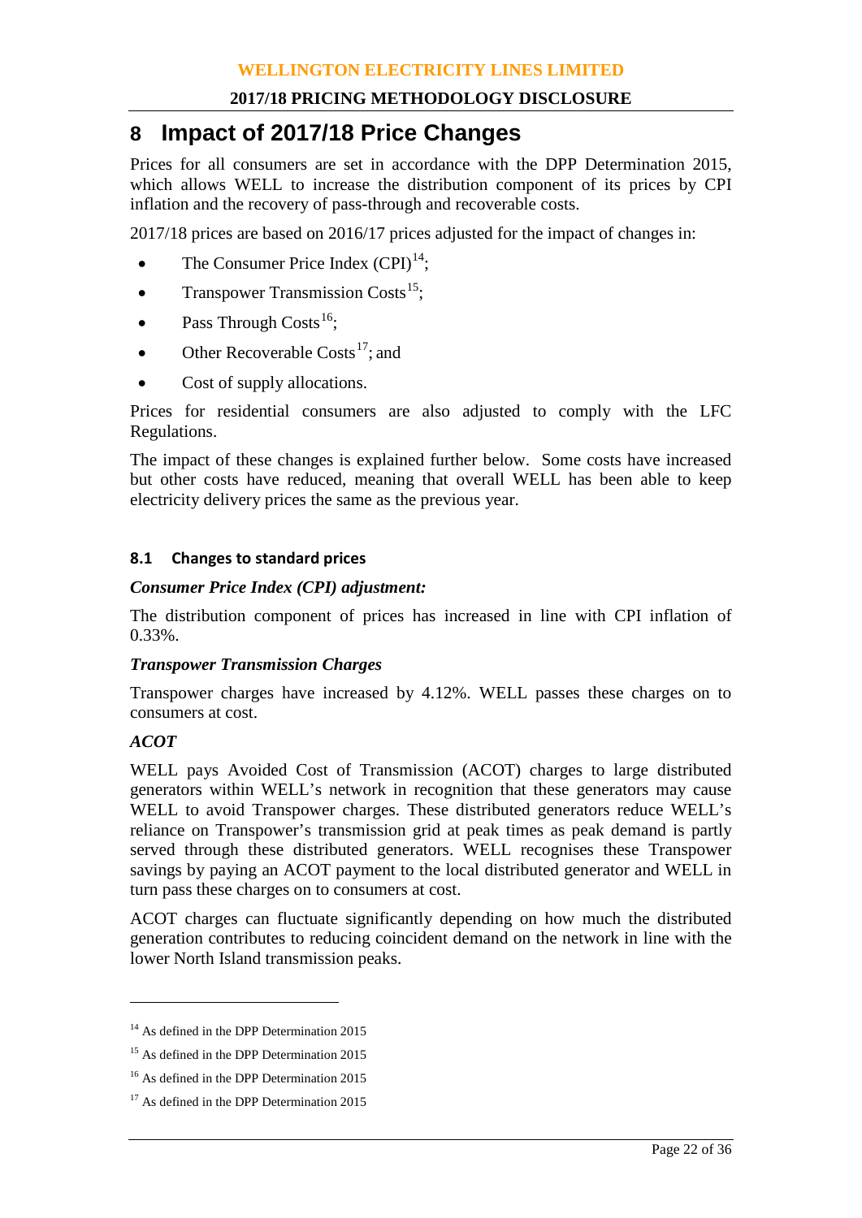# 8 Impact of 2017/18 Price Changes

Prices for all consumers are set in accordance with the DPP Determination 2015, which allows WELL to increase the distribution component of its prices by CPI inflation and the recovery of pass-through and recoverable costs.

2017/18 prices are based on 2016/17 prices adjusted for the impact of changes in:

- The Consumer Price Index (CPI)[14];
- Transpower Transmission Costs[15];
- Pass Through Costs[16];
- Other Recoverable Costs[17]; and
- Cost of supply allocations.

Prices for residential consumers are also adjusted to comply with the LFC Regulations.

The impact of these changes is explained further below. Some costs have increased but other costs have reduced, meaning that overall WELL has been able to keep electricity delivery prices the same as the previous year.

### 8.1 Changes to standard prices

***Consumer Price Index (CPI) adjustment:***

The distribution component of prices has increased in line with CPI inflation of 0.33%.

***Transpower Transmission Charges***

Transpower charges have increased by 4.12%. WELL passes these charges on to consumers at cost.

***ACOT***

WELL pays Avoided Cost of Transmission (ACOT) charges to large distributed generators within WELL's network in recognition that these generators may cause WELL to avoid Transpower charges. These distributed generators reduce WELL's reliance on Transpower's transmission grid at peak times as peak demand is partly served through these distributed generators. WELL recognises these Transpower savings by paying an ACOT payment to the local distributed generator and WELL in turn pass these charges on to consumers at cost.

ACOT charges can fluctuate significantly depending on how much the distributed generation contributes to reducing coincident demand on the network in line with the lower North Island transmission peaks.

---

[14] As defined in the DPP Determination 2015

[15] As defined in the DPP Determination 2015

[16] As defined in the DPP Determination 2015

[17] As defined in the DPP Determination 2015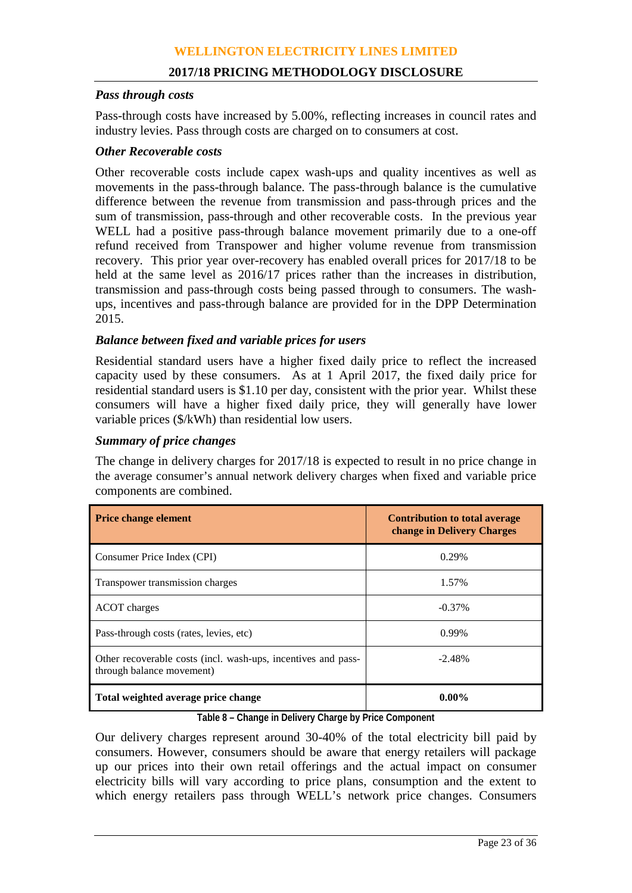### *Pass through costs*

Pass-through costs have increased by 5.00%, reflecting increases in council rates and industry levies. Pass through costs are charged on to consumers at cost.

### *Other Recoverable costs*

Other recoverable costs include capex wash-ups and quality incentives as well as movements in the pass-through balance. The pass-through balance is the cumulative difference between the revenue from transmission and pass-through prices and the sum of transmission, pass-through and other recoverable costs. In the previous year WELL had a positive pass-through balance movement primarily due to a one-off refund received from Transpower and higher volume revenue from transmission recovery. This prior year over-recovery has enabled overall prices for 2017/18 to be held at the same level as 2016/17 prices rather than the increases in distribution, transmission and pass-through costs being passed through to consumers. The wash-ups, incentives and pass-through balance are provided for in the DPP Determination 2015.

### *Balance between fixed and variable prices for users*

Residential standard users have a higher fixed daily price to reflect the increased capacity used by these consumers. As at 1 April 2017, the fixed daily price for residential standard users is $1.10 per day, consistent with the prior year. Whilst these consumers will have a higher fixed daily price, they will generally have lower variable prices ($/kWh) than residential low users.

### *Summary of price changes*

The change in delivery charges for 2017/18 is expected to result in no price change in the average consumer's annual network delivery charges when fixed and variable price components are combined.

| Price change element | Contribution to total average change in Delivery Charges |
|---|---|
| Consumer Price Index (CPI) | 0.29% |
| Transpower transmission charges | 1.57% |
| ACOT charges | -0.37% |
| Pass-through costs (rates, levies, etc) | 0.99% |
| Other recoverable costs (incl. wash-ups, incentives and pass-through balance movement) | -2.48% |
| **Total weighted average price change** | **0.00%** |

**Table 8 – Change in Delivery Charge by Price Component**

Our delivery charges represent around 30-40% of the total electricity bill paid by consumers. However, consumers should be aware that energy retailers will package up our prices into their own retail offerings and the actual impact on consumer electricity bills will vary according to price plans, consumption and the extent to which energy retailers pass through WELL's network price changes. Consumers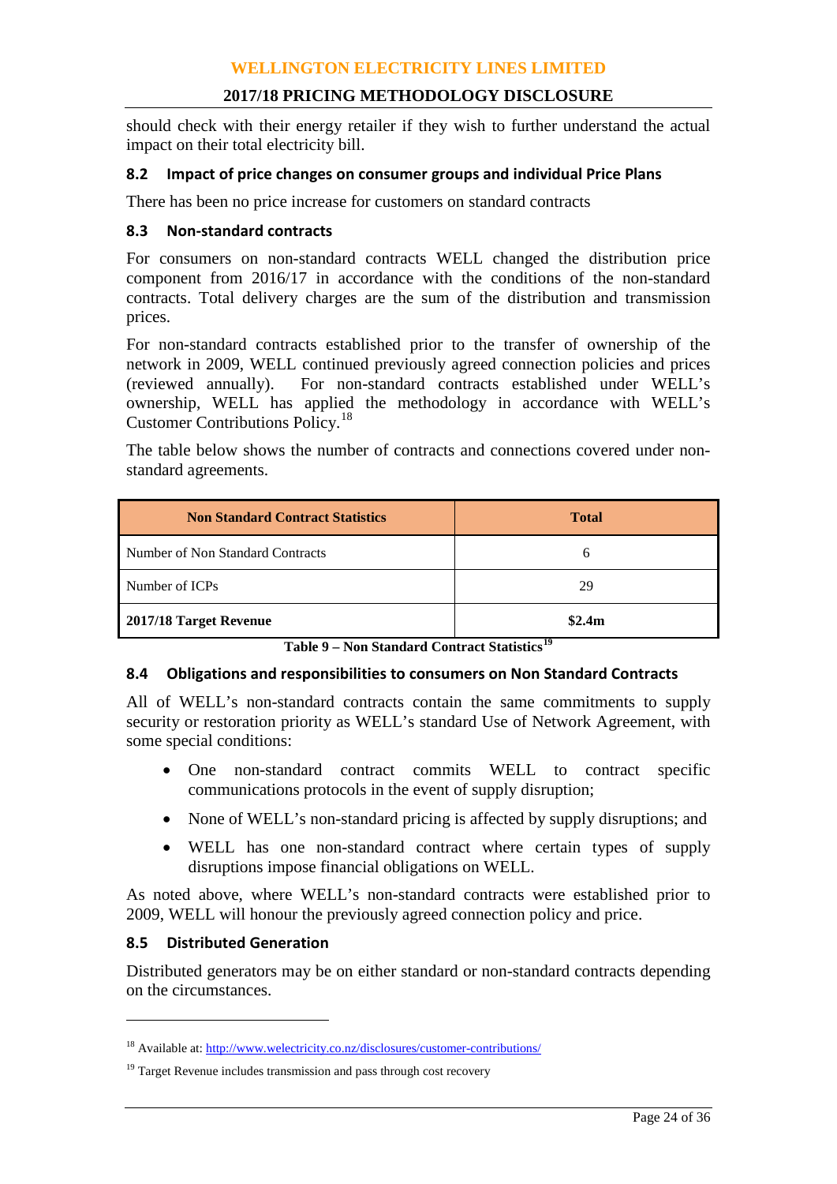should check with their energy retailer if they wish to further understand the actual impact on their total electricity bill.

### 8.2 Impact of price changes on consumer groups and individual Price Plans

There has been no price increase for customers on standard contracts

### 8.3 Non-standard contracts

For consumers on non-standard contracts WELL changed the distribution price component from 2016/17 in accordance with the conditions of the non-standard contracts. Total delivery charges are the sum of the distribution and transmission prices.

For non-standard contracts established prior to the transfer of ownership of the network in 2009, WELL continued previously agreed connection policies and prices (reviewed annually). For non-standard contracts established under WELL's ownership, WELL has applied the methodology in accordance with WELL's Customer Contributions Policy.[18]

The table below shows the number of contracts and connections covered under non-standard agreements.

| Non Standard Contract Statistics | Total |
|---|---|
| Number of Non Standard Contracts | 6 |
| Number of ICPs | 29 |
| **2017/18 Target Revenue** | **$2.4m** |

**Table 9 – Non Standard Contract Statistics[19]**

### 8.4 Obligations and responsibilities to consumers on Non Standard Contracts

All of WELL's non-standard contracts contain the same commitments to supply security or restoration priority as WELL's standard Use of Network Agreement, with some special conditions:

- One non-standard contract commits WELL to contract specific communications protocols in the event of supply disruption;
- None of WELL's non-standard pricing is affected by supply disruptions; and
- WELL has one non-standard contract where certain types of supply disruptions impose financial obligations on WELL.

As noted above, where WELL's non-standard contracts were established prior to 2009, WELL will honour the previously agreed connection policy and price.

### 8.5 Distributed Generation

Distributed generators may be on either standard or non-standard contracts depending on the circumstances.

---

[18] Available at: http://www.welectricity.co.nz/disclosures/customer-contributions/

[19] Target Revenue includes transmission and pass through cost recovery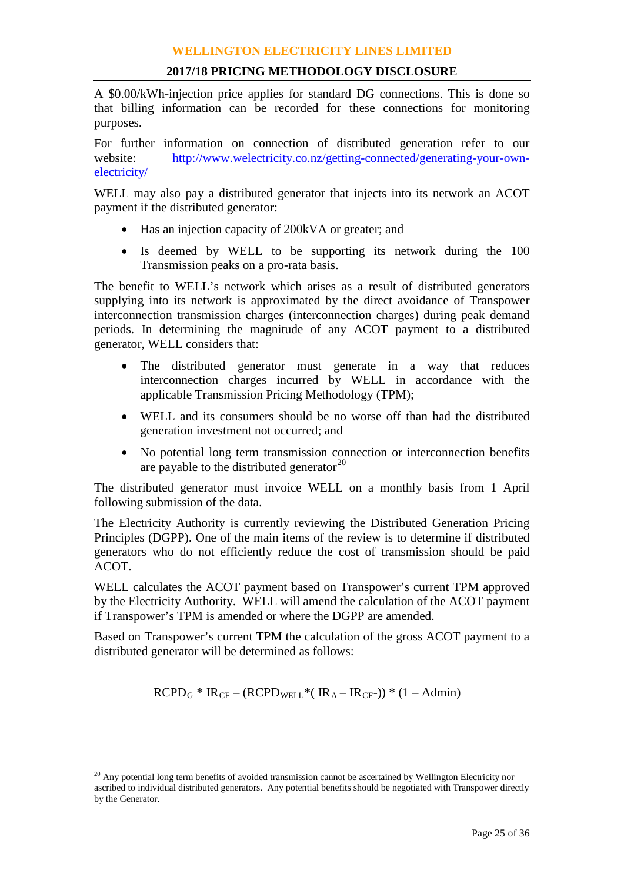A $0.00/kWh-injection price applies for standard DG connections. This is done so that billing information can be recorded for these connections for monitoring purposes.

For further information on connection of distributed generation refer to our website: [http://www.welectricity.co.nz/getting-connected/generating-your-own-electricity/](http://www.welectricity.co.nz/getting-connected/generating-your-own-electricity/)

WELL may also pay a distributed generator that injects into its network an ACOT payment if the distributed generator:

- Has an injection capacity of 200kVA or greater; and
- Is deemed by WELL to be supporting its network during the 100 Transmission peaks on a pro-rata basis.

The benefit to WELL's network which arises as a result of distributed generators supplying into its network is approximated by the direct avoidance of Transpower interconnection transmission charges (interconnection charges) during peak demand periods. In determining the magnitude of any ACOT payment to a distributed generator, WELL considers that:

- The distributed generator must generate in a way that reduces interconnection charges incurred by WELL in accordance with the applicable Transmission Pricing Methodology (TPM);
- WELL and its consumers should be no worse off than had the distributed generation investment not occurred; and
- No potential long term transmission connection or interconnection benefits are payable to the distributed generator[20]

The distributed generator must invoice WELL on a monthly basis from 1 April following submission of the data.

The Electricity Authority is currently reviewing the Distributed Generation Pricing Principles (DGPP). One of the main items of the review is to determine if distributed generators who do not efficiently reduce the cost of transmission should be paid ACOT.

WELL calculates the ACOT payment based on Transpower's current TPM approved by the Electricity Authority. WELL will amend the calculation of the ACOT payment if Transpower's TPM is amended or where the DGPP are amended.

Based on Transpower's current TPM the calculation of the gross ACOT payment to a distributed generator will be determined as follows:

$$RCPD_{G} * IR_{CF} - (RCPD_{WELL} * (IR_{A} - IR_{CF})) * (1 - Admin)$$

[20] Any potential long term benefits of avoided transmission cannot be ascertained by Wellington Electricity nor ascribed to individual distributed generators. Any potential benefits should be negotiated with Transpower directly by the Generator.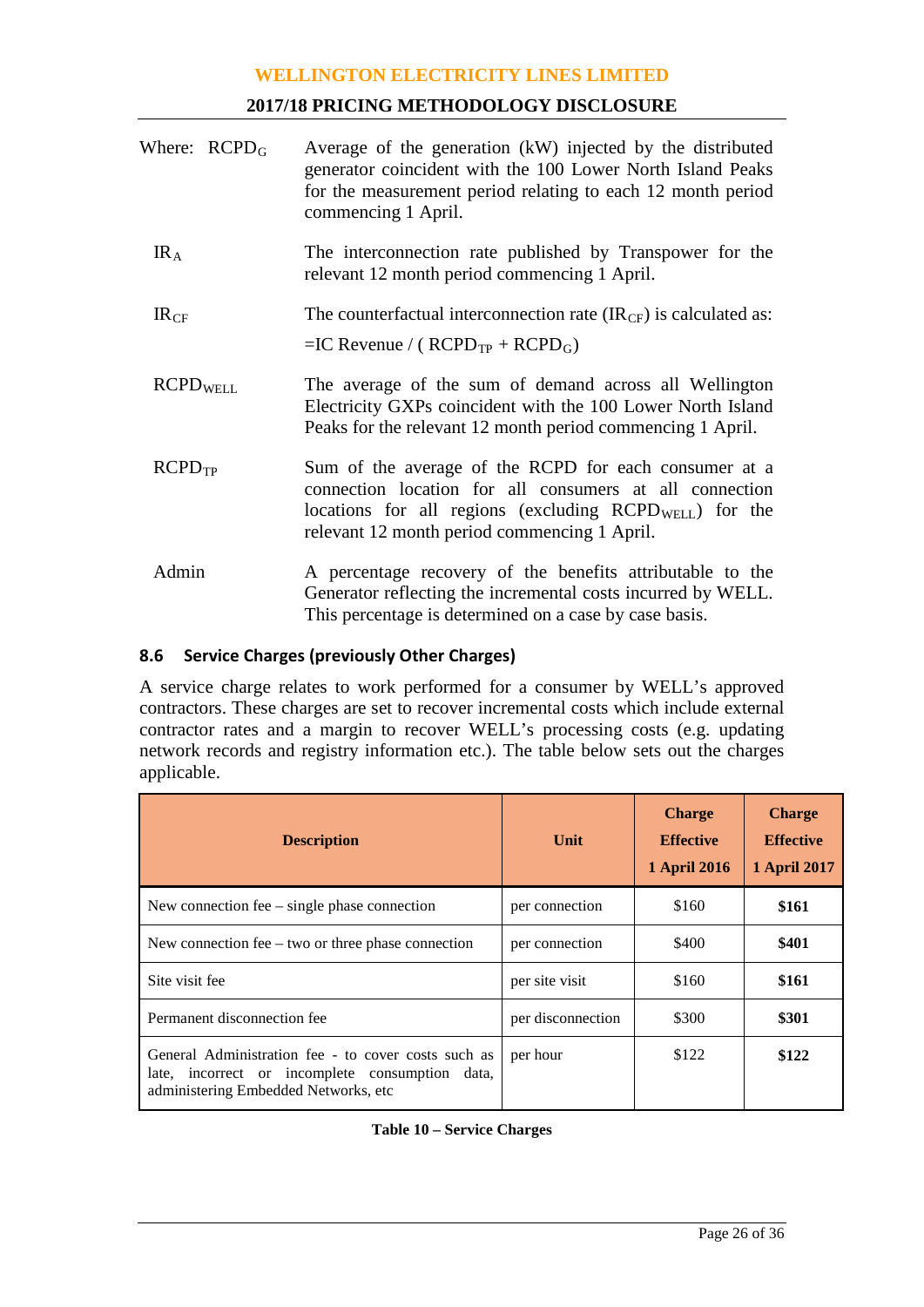Where: $RCPD_G$ — Average of the generation (kW) injected by the distributed generator coincident with the 100 Lower North Island Peaks for the measurement period relating to each 12 month period commencing 1 April.

$IR_A$ — The interconnection rate published by Transpower for the relevant 12 month period commencing 1 April.

$IR_{CF}$ — The counterfactual interconnection rate ($IR_{CF}$) is calculated as:

$=\text{IC Revenue} / ( RCPD_{TP} + RCPD_G)$

$RCPD_{WELL}$ — The average of the sum of demand across all Wellington Electricity GXPs coincident with the 100 Lower North Island Peaks for the relevant 12 month period commencing 1 April.

$RCPD_{TP}$ — Sum of the average of the RCPD for each consumer at a connection location for all consumers at all connection locations for all regions (excluding $RCPD_{WELL}$) for the relevant 12 month period commencing 1 April.

Admin — A percentage recovery of the benefits attributable to the Generator reflecting the incremental costs incurred by WELL. This percentage is determined on a case by case basis.

### 8.6 Service Charges (previously Other Charges)

A service charge relates to work performed for a consumer by WELL's approved contractors. These charges are set to recover incremental costs which include external contractor rates and a margin to recover WELL's processing costs (e.g. updating network records and registry information etc.). The table below sets out the charges applicable.

| Description | Unit | Charge Effective 1 April 2016 | Charge Effective 1 April 2017 |
|---|---|---|---|
| New connection fee – single phase connection | per connection | $160 | **$161** |
| New connection fee – two or three phase connection | per connection | $400 | **$401** |
| Site visit fee | per site visit | $160 | **$161** |
| Permanent disconnection fee | per disconnection | $300 | **$301** |
| General Administration fee - to cover costs such as late, incorrect or incomplete consumption data, administering Embedded Networks, etc | per hour | $122 | **$122** |

**Table 10 – Service Charges**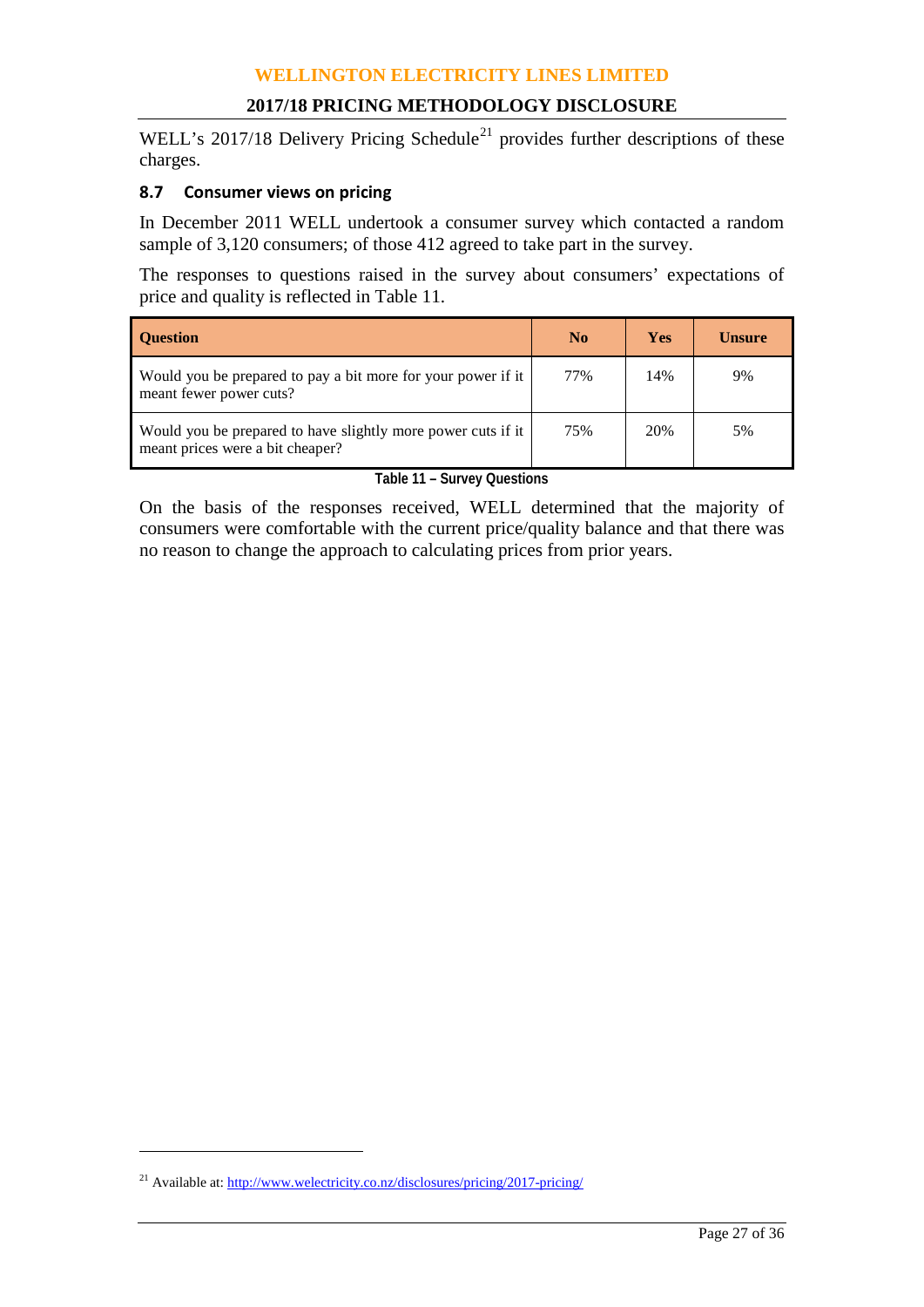WELL's 2017/18 Delivery Pricing Schedule[21] provides further descriptions of these charges.

### 8.7 Consumer views on pricing

In December 2011 WELL undertook a consumer survey which contacted a random sample of 3,120 consumers; of those 412 agreed to take part in the survey.

The responses to questions raised in the survey about consumers' expectations of price and quality is reflected in Table 11.

| Question | No | Yes | Unsure |
|---|---|---|---|
| Would you be prepared to pay a bit more for your power if it meant fewer power cuts? | 77% | 14% | 9% |
| Would you be prepared to have slightly more power cuts if it meant prices were a bit cheaper? | 75% | 20% | 5% |

**Table 11 – Survey Questions**

On the basis of the responses received, WELL determined that the majority of consumers were comfortable with the current price/quality balance and that there was no reason to change the approach to calculating prices from prior years.

[21] Available at: http://www.welectricity.co.nz/disclosures/pricing/2017-pricing/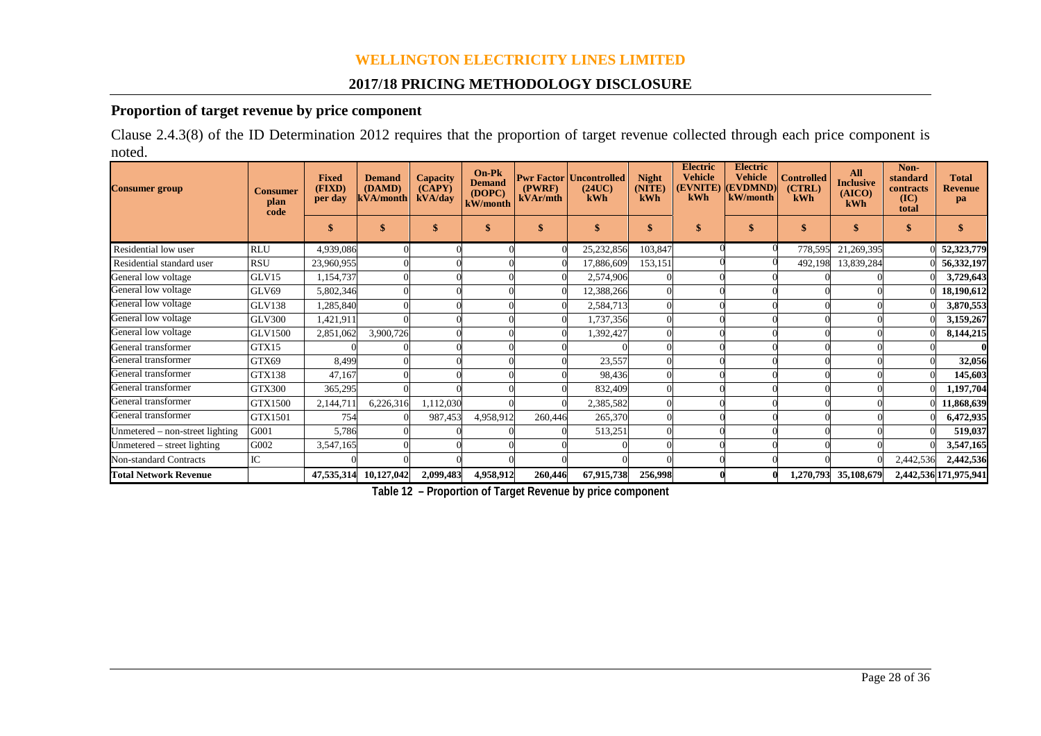## Proportion of target revenue by price component

Clause 2.4.3(8) of the ID Determination 2012 requires that the proportion of target revenue collected through each price component is noted.

| Consumer group | Consumer plan code | Fixed (FIXD) per day | Demand (DAMD) kVA/month | Capacity (CAPY) kVA/day | On-Pk Demand (DOPC) kW/month | Pwr Factor (PWRF) kVAr/mth | Uncontrolled (24UC) kWh | Night (NITE) kWh | Electric Vehicle (EVNITE) kWh | Electric Vehicle (EVDMND) kW/month | Controlled (CTRL) kWh | All Inclusive (AICO) kWh | Non-standard contracts (IC) total | Total Revenue pa |
|---|---|---|---|---|---|---|---|---|---|---|---|---|---|---|
| | | $ | $ | $ | $ | $ | $ | $ | $ | $ | $ | $ | $ | $ |
| Residential low user | RLU | 4,939,086 | 0 | 0 | 0 | 0 | 25,232,856 | 103,847 | 0 | 0 | 778,595 | 21,269,395 | 0 | **52,323,779** |
| Residential standard user | RSU | 23,960,955 | 0 | 0 | 0 | 0 | 17,886,609 | 153,151 | 0 | 0 | 492,198 | 13,839,284 | 0 | **56,332,197** |
| General low voltage | GLV15 | 1,154,737 | 0 | 0 | 0 | 0 | 2,574,906 | 0 | 0 | 0 | 0 | 0 | 0 | **3,729,643** |
| General low voltage | GLV69 | 5,802,346 | 0 | 0 | 0 | 0 | 12,388,266 | 0 | 0 | 0 | 0 | 0 | 0 | **18,190,612** |
| General low voltage | GLV138 | 1,285,840 | 0 | 0 | 0 | 0 | 2,584,713 | 0 | 0 | 0 | 0 | 0 | 0 | **3,870,553** |
| General low voltage | GLV300 | 1,421,911 | 0 | 0 | 0 | 0 | 1,737,356 | 0 | 0 | 0 | 0 | 0 | 0 | **3,159,267** |
| General low voltage | GLV1500 | 2,851,062 | 3,900,726 | 0 | 0 | 0 | 1,392,427 | 0 | 0 | 0 | 0 | 0 | 0 | **8,144,215** |
| General transformer | GTX15 | 0 | 0 | 0 | 0 | 0 | 0 | 0 | 0 | 0 | 0 | 0 | 0 | **0** |
| General transformer | GTX69 | 8,499 | 0 | 0 | 0 | 0 | 23,557 | 0 | 0 | 0 | 0 | 0 | 0 | **32,056** |
| General transformer | GTX138 | 47,167 | 0 | 0 | 0 | 0 | 98,436 | 0 | 0 | 0 | 0 | 0 | 0 | **145,603** |
| General transformer | GTX300 | 365,295 | 0 | 0 | 0 | 0 | 832,409 | 0 | 0 | 0 | 0 | 0 | 0 | **1,197,704** |
| General transformer | GTX1500 | 2,144,711 | 6,226,316 | 1,112,030 | 0 | 0 | 2,385,582 | 0 | 0 | 0 | 0 | 0 | 0 | **11,868,639** |
| General transformer | GTX1501 | 754 | 0 | 987,453 | 4,958,912 | 260,446 | 265,370 | 0 | 0 | 0 | 0 | 0 | 0 | **6,472,935** |
| Unmetered – non-street lighting | G001 | 5,786 | 0 | 0 | 0 | 0 | 513,251 | 0 | 0 | 0 | 0 | 0 | 0 | **519,037** |
| Unmetered – street lighting | G002 | 3,547,165 | 0 | 0 | 0 | 0 | 0 | 0 | 0 | 0 | 0 | 0 | 0 | **3,547,165** |
| Non-standard Contracts | IC | 0 | 0 | 0 | 0 | 0 | 0 | 0 | 0 | 0 | 0 | 0 | 2,442,536 | **2,442,536** |
| **Total Network Revenue** | | **47,535,314** | **10,127,042** | **2,099,483** | **4,958,912** | **260,446** | **67,915,738** | **256,998** | **0** | **0** | **1,270,793** | **35,108,679** | **2,442,536** | **171,975,941** |

**Table 12 – Proportion of Target Revenue by price component**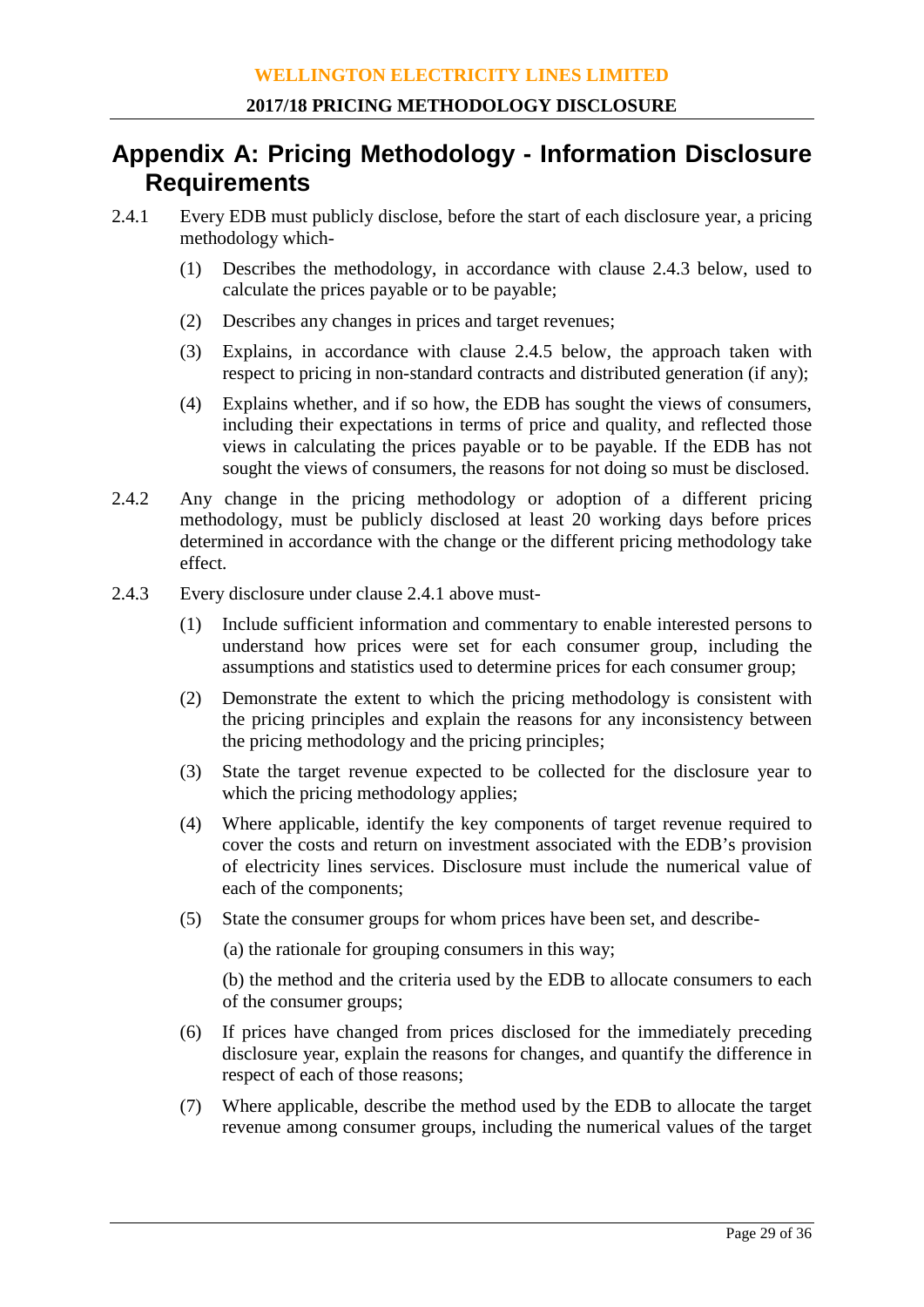# Appendix A: Pricing Methodology - Information Disclosure Requirements

2.4.1 Every EDB must publicly disclose, before the start of each disclosure year, a pricing methodology which-

(1) Describes the methodology, in accordance with clause 2.4.3 below, used to calculate the prices payable or to be payable;

(2) Describes any changes in prices and target revenues;

(3) Explains, in accordance with clause 2.4.5 below, the approach taken with respect to pricing in non-standard contracts and distributed generation (if any);

(4) Explains whether, and if so how, the EDB has sought the views of consumers, including their expectations in terms of price and quality, and reflected those views in calculating the prices payable or to be payable. If the EDB has not sought the views of consumers, the reasons for not doing so must be disclosed.

2.4.2 Any change in the pricing methodology or adoption of a different pricing methodology, must be publicly disclosed at least 20 working days before prices determined in accordance with the change or the different pricing methodology take effect.

2.4.3 Every disclosure under clause 2.4.1 above must-

(1) Include sufficient information and commentary to enable interested persons to understand how prices were set for each consumer group, including the assumptions and statistics used to determine prices for each consumer group;

(2) Demonstrate the extent to which the pricing methodology is consistent with the pricing principles and explain the reasons for any inconsistency between the pricing methodology and the pricing principles;

(3) State the target revenue expected to be collected for the disclosure year to which the pricing methodology applies;

(4) Where applicable, identify the key components of target revenue required to cover the costs and return on investment associated with the EDB's provision of electricity lines services. Disclosure must include the numerical value of each of the components;

(5) State the consumer groups for whom prices have been set, and describe-

(a) the rationale for grouping consumers in this way;

(b) the method and the criteria used by the EDB to allocate consumers to each of the consumer groups;

(6) If prices have changed from prices disclosed for the immediately preceding disclosure year, explain the reasons for changes, and quantify the difference in respect of each of those reasons;

(7) Where applicable, describe the method used by the EDB to allocate the target revenue among consumer groups, including the numerical values of the target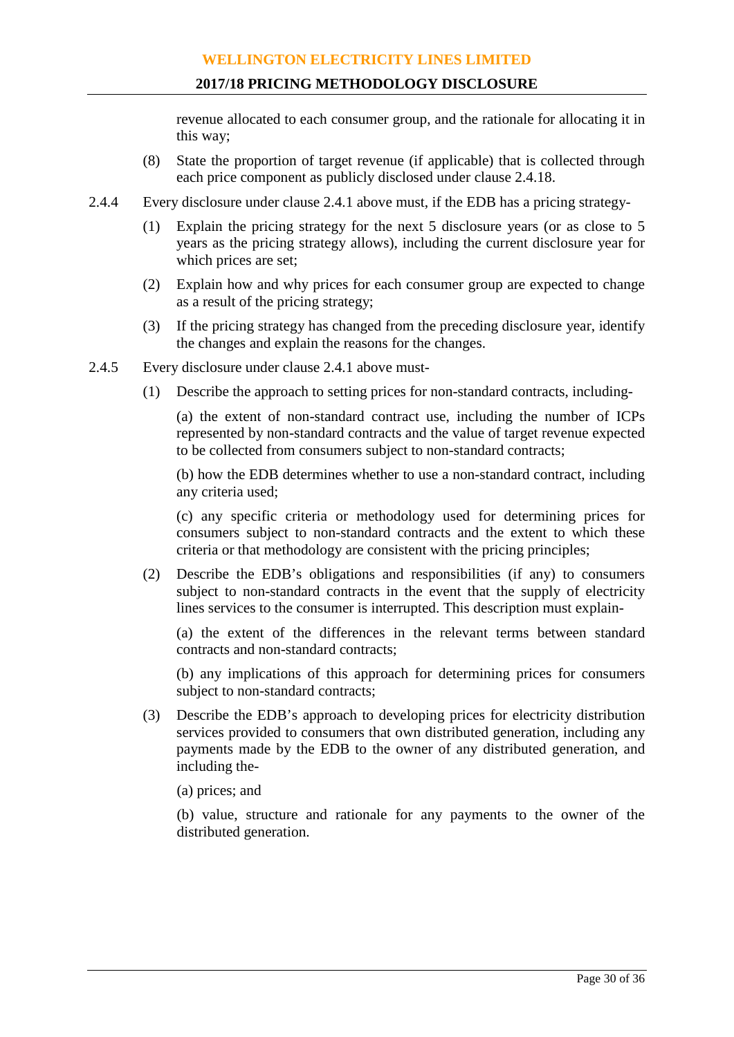revenue allocated to each consumer group, and the rationale for allocating it in this way;

(8) State the proportion of target revenue (if applicable) that is collected through each price component as publicly disclosed under clause 2.4.18.

2.4.4 Every disclosure under clause 2.4.1 above must, if the EDB has a pricing strategy-

(1) Explain the pricing strategy for the next 5 disclosure years (or as close to 5 years as the pricing strategy allows), including the current disclosure year for which prices are set;

(2) Explain how and why prices for each consumer group are expected to change as a result of the pricing strategy;

(3) If the pricing strategy has changed from the preceding disclosure year, identify the changes and explain the reasons for the changes.

2.4.5 Every disclosure under clause 2.4.1 above must-

(1) Describe the approach to setting prices for non-standard contracts, including-

(a) the extent of non-standard contract use, including the number of ICPs represented by non-standard contracts and the value of target revenue expected to be collected from consumers subject to non-standard contracts;

(b) how the EDB determines whether to use a non-standard contract, including any criteria used;

(c) any specific criteria or methodology used for determining prices for consumers subject to non-standard contracts and the extent to which these criteria or that methodology are consistent with the pricing principles;

(2) Describe the EDB's obligations and responsibilities (if any) to consumers subject to non-standard contracts in the event that the supply of electricity lines services to the consumer is interrupted. This description must explain-

(a) the extent of the differences in the relevant terms between standard contracts and non-standard contracts;

(b) any implications of this approach for determining prices for consumers subject to non-standard contracts;

(3) Describe the EDB's approach to developing prices for electricity distribution services provided to consumers that own distributed generation, including any payments made by the EDB to the owner of any distributed generation, and including the-

(a) prices; and

(b) value, structure and rationale for any payments to the owner of the distributed generation.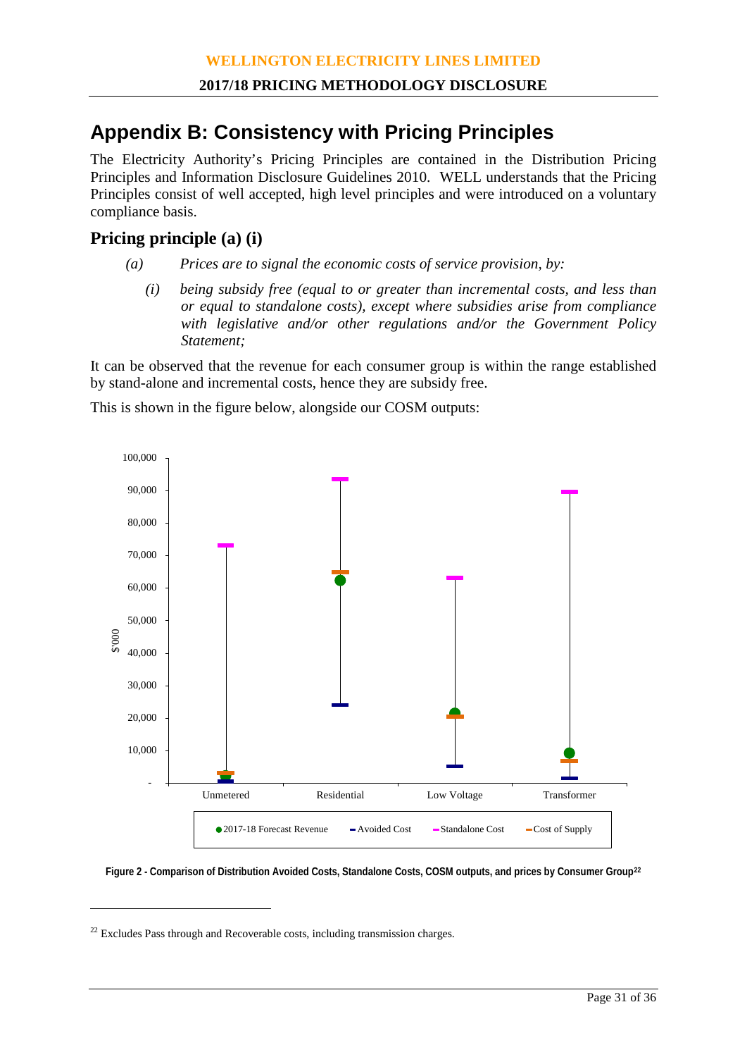# Appendix B: Consistency with Pricing Principles

The Electricity Authority's Pricing Principles are contained in the Distribution Pricing Principles and Information Disclosure Guidelines 2010. WELL understands that the Pricing Principles consist of well accepted, high level principles and were introduced on a voluntary compliance basis.

## Pricing principle (a) (i)

*(a) Prices are to signal the economic costs of service provision, by:*

*(i) being subsidy free (equal to or greater than incremental costs, and less than or equal to standalone costs), except where subsidies arise from compliance with legislative and/or other regulations and/or the Government Policy Statement;*

It can be observed that the revenue for each consumer group is within the range established by stand-alone and incremental costs, hence they are subsidy free.

This is shown in the figure below, alongside our COSM outputs:

**Figure 2 - Comparison of Distribution Avoided Costs, Standalone Costs, COSM outputs, and prices by Consumer Group**[22]

[22] Excludes Pass through and Recoverable costs, including transmission charges.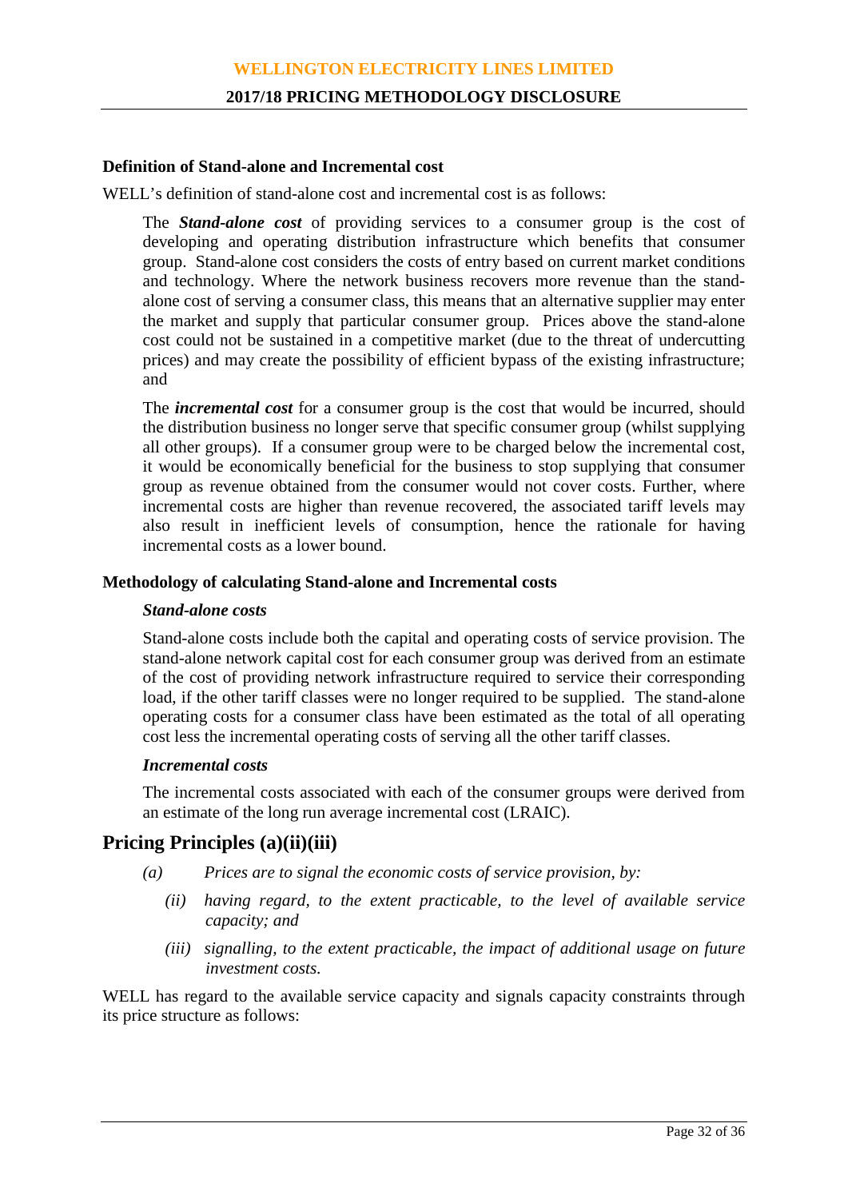### Definition of Stand-alone and Incremental cost

WELL's definition of stand-alone cost and incremental cost is as follows:

> The ***Stand-alone cost*** of providing services to a consumer group is the cost of developing and operating distribution infrastructure which benefits that consumer group. Stand-alone cost considers the costs of entry based on current market conditions and technology. Where the network business recovers more revenue than the stand-alone cost of serving a consumer class, this means that an alternative supplier may enter the market and supply that particular consumer group. Prices above the stand-alone cost could not be sustained in a competitive market (due to the threat of undercutting prices) and may create the possibility of efficient bypass of the existing infrastructure; and
>
> The ***incremental cost*** for a consumer group is the cost that would be incurred, should the distribution business no longer serve that specific consumer group (whilst supplying all other groups). If a consumer group were to be charged below the incremental cost, it would be economically beneficial for the business to stop supplying that consumer group as revenue obtained from the consumer would not cover costs. Further, where incremental costs are higher than revenue recovered, the associated tariff levels may also result in inefficient levels of consumption, hence the rationale for having incremental costs as a lower bound.

### Methodology of calculating Stand-alone and Incremental costs

#### *Stand-alone costs*

Stand-alone costs include both the capital and operating costs of service provision. The stand-alone network capital cost for each consumer group was derived from an estimate of the cost of providing network infrastructure required to service their corresponding load, if the other tariff classes were no longer required to be supplied. The stand-alone operating costs for a consumer class have been estimated as the total of all operating cost less the incremental operating costs of serving all the other tariff classes.

#### *Incremental costs*

The incremental costs associated with each of the consumer groups were derived from an estimate of the long run average incremental cost (LRAIC).

## Pricing Principles (a)(ii)(iii)

*(a) Prices are to signal the economic costs of service provision, by:*

*(ii) having regard, to the extent practicable, to the level of available service capacity; and*

*(iii) signalling, to the extent practicable, the impact of additional usage on future investment costs.*

WELL has regard to the available service capacity and signals capacity constraints through its price structure as follows: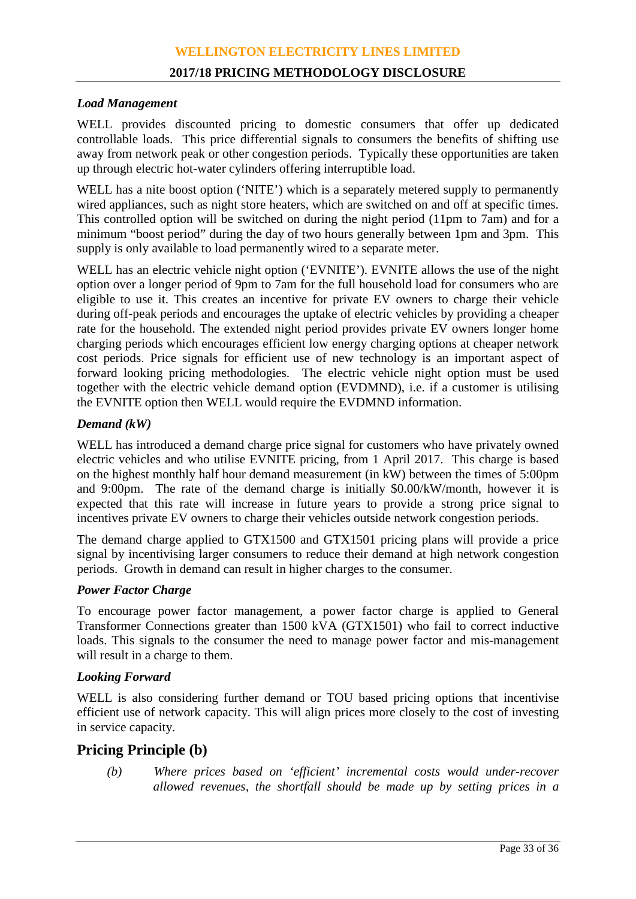### *Load Management*

WELL provides discounted pricing to domestic consumers that offer up dedicated controllable loads. This price differential signals to consumers the benefits of shifting use away from network peak or other congestion periods. Typically these opportunities are taken up through electric hot-water cylinders offering interruptible load.

WELL has a nite boost option ('NITE') which is a separately metered supply to permanently wired appliances, such as night store heaters, which are switched on and off at specific times. This controlled option will be switched on during the night period (11pm to 7am) and for a minimum "boost period" during the day of two hours generally between 1pm and 3pm. This supply is only available to load permanently wired to a separate meter.

WELL has an electric vehicle night option ('EVNITE'). EVNITE allows the use of the night option over a longer period of 9pm to 7am for the full household load for consumers who are eligible to use it. This creates an incentive for private EV owners to charge their vehicle during off-peak periods and encourages the uptake of electric vehicles by providing a cheaper rate for the household. The extended night period provides private EV owners longer home charging periods which encourages efficient low energy charging options at cheaper network cost periods. Price signals for efficient use of new technology is an important aspect of forward looking pricing methodologies. The electric vehicle night option must be used together with the electric vehicle demand option (EVDMND), i.e. if a customer is utilising the EVNITE option then WELL would require the EVDMND information.

### *Demand (kW)*

WELL has introduced a demand charge price signal for customers who have privately owned electric vehicles and who utilise EVNITE pricing, from 1 April 2017. This charge is based on the highest monthly half hour demand measurement (in kW) between the times of 5:00pm and 9:00pm. The rate of the demand charge is initially $0.00/kW/month, however it is expected that this rate will increase in future years to provide a strong price signal to incentives private EV owners to charge their vehicles outside network congestion periods.

The demand charge applied to GTX1500 and GTX1501 pricing plans will provide a price signal by incentivising larger consumers to reduce their demand at high network congestion periods. Growth in demand can result in higher charges to the consumer.

### *Power Factor Charge*

To encourage power factor management, a power factor charge is applied to General Transformer Connections greater than 1500 kVA (GTX1501) who fail to correct inductive loads. This signals to the consumer the need to manage power factor and mis-management will result in a charge to them.

### *Looking Forward*

WELL is also considering further demand or TOU based pricing options that incentivise efficient use of network capacity. This will align prices more closely to the cost of investing in service capacity.

## Pricing Principle (b)

> *(b) Where prices based on 'efficient' incremental costs would under-recover allowed revenues, the shortfall should be made up by setting prices in a*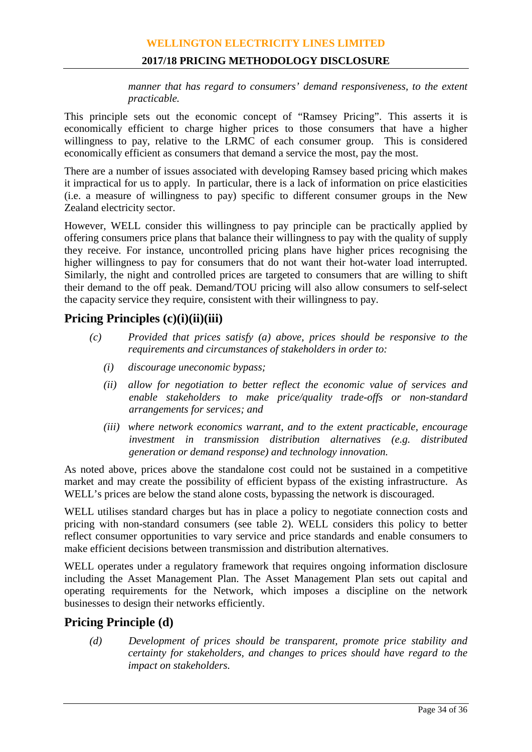*manner that has regard to consumers' demand responsiveness, to the extent practicable.*

This principle sets out the economic concept of "Ramsey Pricing". This asserts it is economically efficient to charge higher prices to those consumers that have a higher willingness to pay, relative to the LRMC of each consumer group. This is considered economically efficient as consumers that demand a service the most, pay the most.

There are a number of issues associated with developing Ramsey based pricing which makes it impractical for us to apply. In particular, there is a lack of information on price elasticities (i.e. a measure of willingness to pay) specific to different consumer groups in the New Zealand electricity sector.

However, WELL consider this willingness to pay principle can be practically applied by offering consumers price plans that balance their willingness to pay with the quality of supply they receive. For instance, uncontrolled pricing plans have higher prices recognising the higher willingness to pay for consumers that do not want their hot-water load interrupted. Similarly, the night and controlled prices are targeted to consumers that are willing to shift their demand to the off peak. Demand/TOU pricing will also allow consumers to self-select the capacity service they require, consistent with their willingness to pay.

## Pricing Principles (c)(i)(ii)(iii)

(c) *Provided that prices satisfy (a) above, prices should be responsive to the requirements and circumstances of stakeholders in order to:*

   (i) *discourage uneconomic bypass;*

   (ii) *allow for negotiation to better reflect the economic value of services and enable stakeholders to make price/quality trade-offs or non-standard arrangements for services; and*

   (iii) *where network economics warrant, and to the extent practicable, encourage investment in transmission distribution alternatives (e.g. distributed generation or demand response) and technology innovation.*

As noted above, prices above the standalone cost could not be sustained in a competitive market and may create the possibility of efficient bypass of the existing infrastructure. As WELL's prices are below the stand alone costs, bypassing the network is discouraged.

WELL utilises standard charges but has in place a policy to negotiate connection costs and pricing with non-standard consumers (see table 2). WELL considers this policy to better reflect consumer opportunities to vary service and price standards and enable consumers to make efficient decisions between transmission and distribution alternatives.

WELL operates under a regulatory framework that requires ongoing information disclosure including the Asset Management Plan. The Asset Management Plan sets out capital and operating requirements for the Network, which imposes a discipline on the network businesses to design their networks efficiently.

## Pricing Principle (d)

(d) *Development of prices should be transparent, promote price stability and certainty for stakeholders, and changes to prices should have regard to the impact on stakeholders.*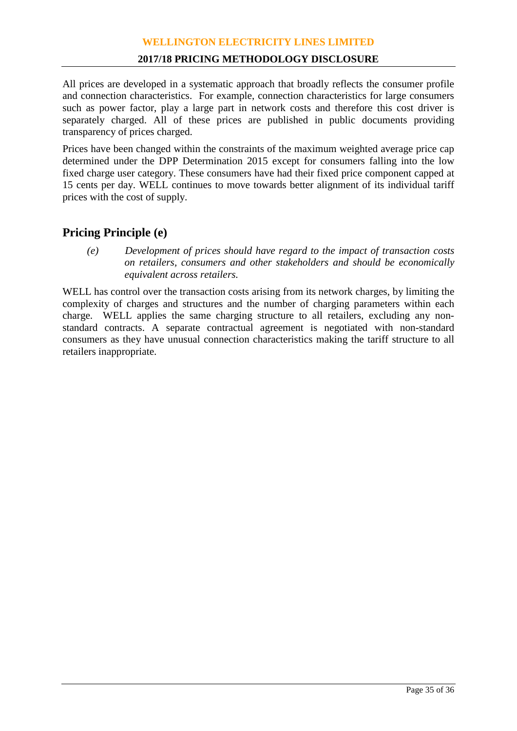All prices are developed in a systematic approach that broadly reflects the consumer profile and connection characteristics. For example, connection characteristics for large consumers such as power factor, play a large part in network costs and therefore this cost driver is separately charged. All of these prices are published in public documents providing transparency of prices charged.

Prices have been changed within the constraints of the maximum weighted average price cap determined under the DPP Determination 2015 except for consumers falling into the low fixed charge user category. These consumers have had their fixed price component capped at 15 cents per day. WELL continues to move towards better alignment of its individual tariff prices with the cost of supply.

## Pricing Principle (e)

> *(e) Development of prices should have regard to the impact of transaction costs on retailers, consumers and other stakeholders and should be economically equivalent across retailers.*

WELL has control over the transaction costs arising from its network charges, by limiting the complexity of charges and structures and the number of charging parameters within each charge. WELL applies the same charging structure to all retailers, excluding any non-standard contracts. A separate contractual agreement is negotiated with non-standard consumers as they have unusual connection characteristics making the tariff structure to all retailers inappropriate.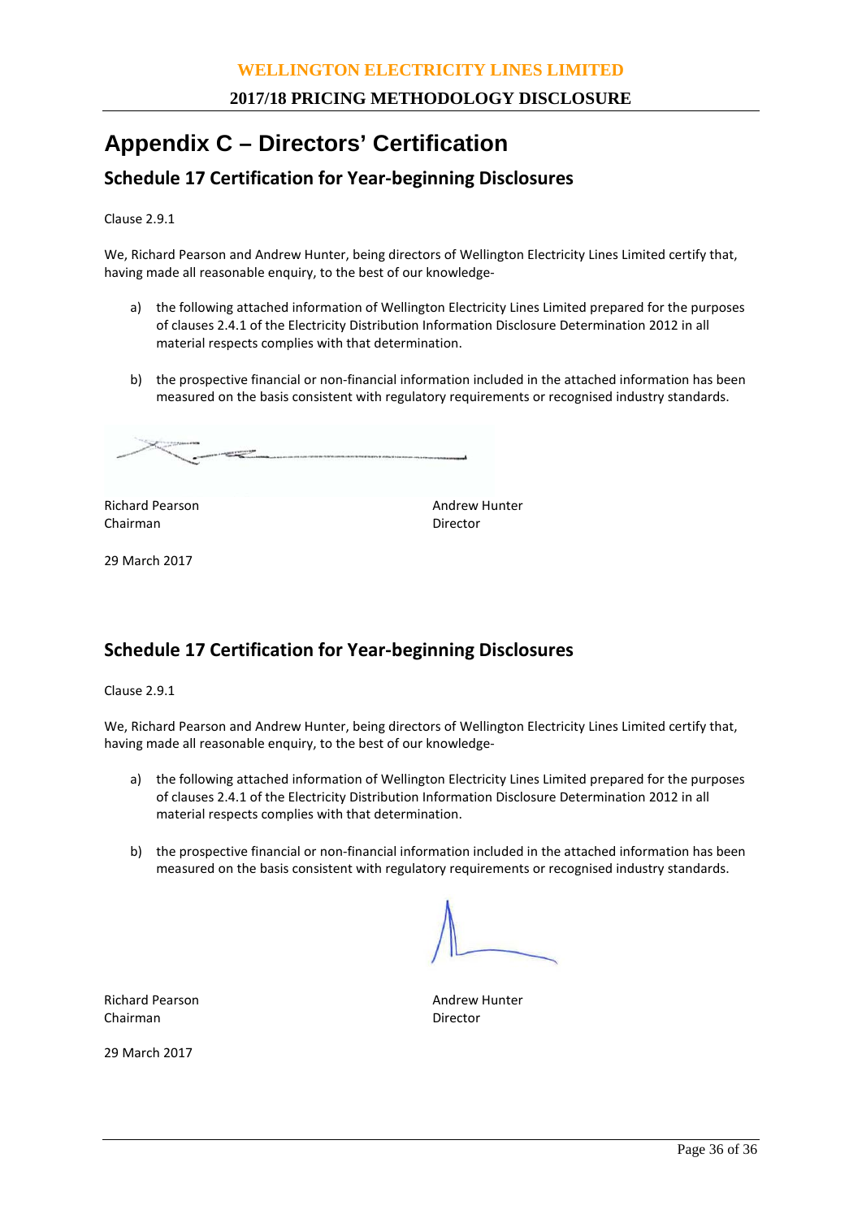# Appendix C – Directors' Certification

## Schedule 17 Certification for Year-beginning Disclosures

Clause 2.9.1

We, Richard Pearson and Andrew Hunter, being directors of Wellington Electricity Lines Limited certify that, having made all reasonable enquiry, to the best of our knowledge-

a) the following attached information of Wellington Electricity Lines Limited prepared for the purposes of clauses 2.4.1 of the Electricity Distribution Information Disclosure Determination 2012 in all material respects complies with that determination.

b) the prospective financial or non-financial information included in the attached information has been measured on the basis consistent with regulatory requirements or recognised industry standards.

Richard Pearson
Chairman

Andrew Hunter
Director

29 March 2017

## Schedule 17 Certification for Year-beginning Disclosures

Clause 2.9.1

We, Richard Pearson and Andrew Hunter, being directors of Wellington Electricity Lines Limited certify that, having made all reasonable enquiry, to the best of our knowledge-

a) the following attached information of Wellington Electricity Lines Limited prepared for the purposes of clauses 2.4.1 of the Electricity Distribution Information Disclosure Determination 2012 in all material respects complies with that determination.

b) the prospective financial or non-financial information included in the attached information has been measured on the basis consistent with regulatory requirements or recognised industry standards.

Richard Pearson
Chairman

Andrew Hunter
Director

29 March 2017